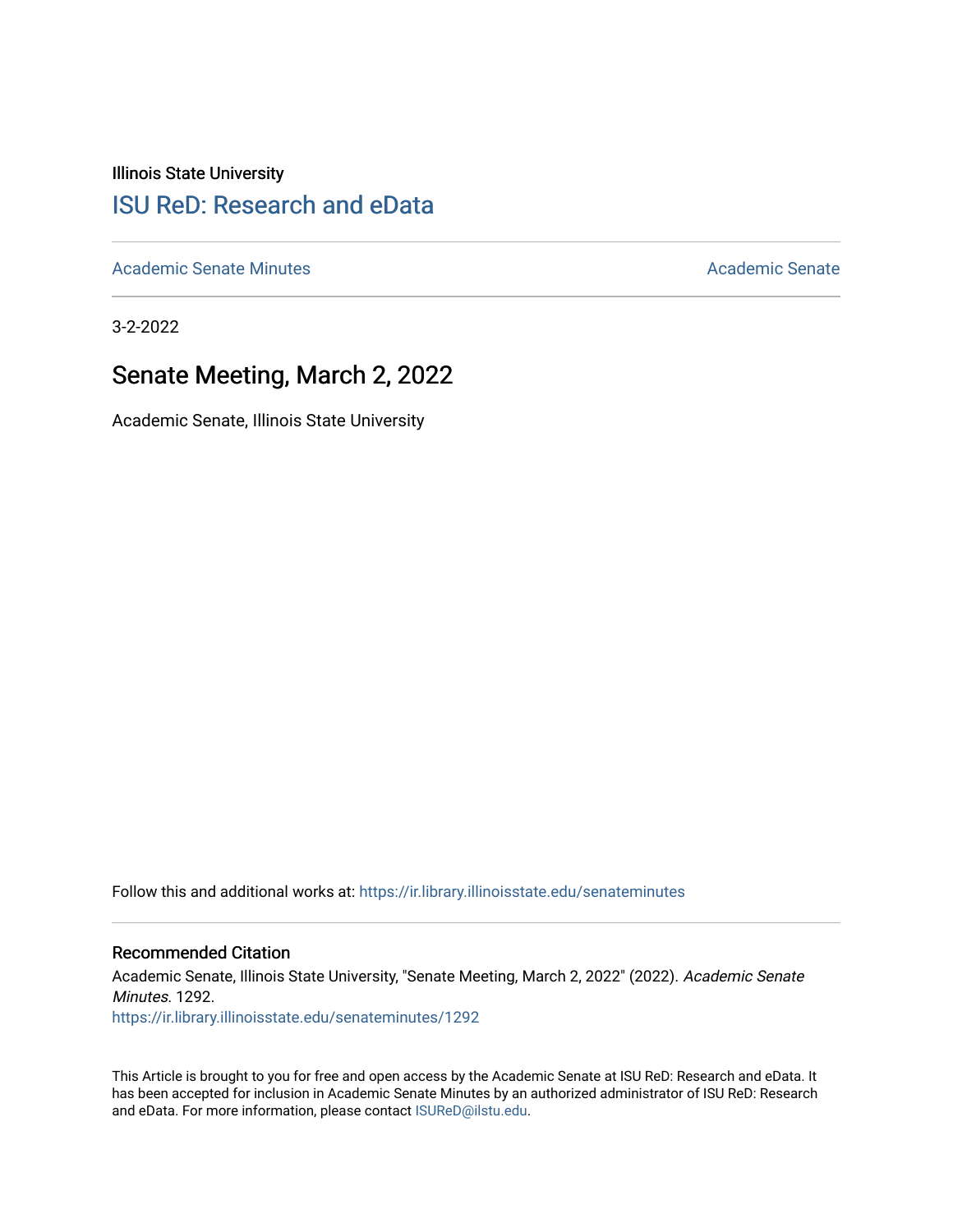Illinois State University

## ISU ReD: Research and eData

Academic Senate Minutes | Academic Senate

3-2-2022

# Senate Meeting, March 2, 2022

Academic Senate, Illinois State University

Follow this and additional works at: https://ir.library.illinoisstate.edu/senateminutes

### Recommended Citation

Academic Senate, Illinois State University, "Senate Meeting, March 2, 2022" (2022). *Academic Senate Minutes*. 1292.
https://ir.library.illinoisstate.edu/senateminutes/1292

This Article is brought to you for free and open access by the Academic Senate at ISU ReD: Research and eData. It has been accepted for inclusion in Academic Senate Minutes by an authorized administrator of ISU ReD: Research and eData. For more information, please contact ISUReD@ilstu.edu.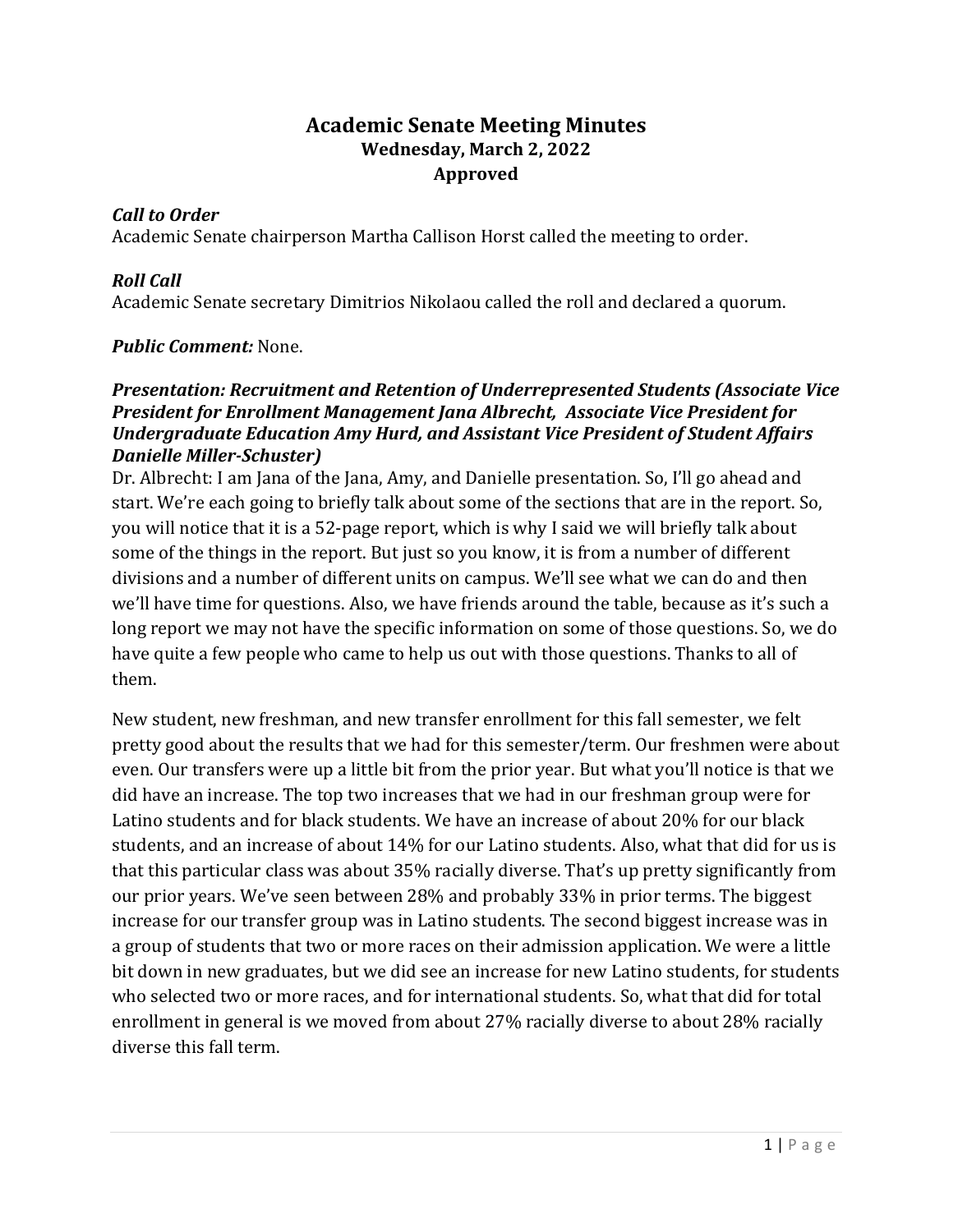# Academic Senate Meeting Minutes

## Wednesday, March 2, 2022

## Approved

***Call to Order***

Academic Senate chairperson Martha Callison Horst called the meeting to order.

***Roll Call***

Academic Senate secretary Dimitrios Nikolaou called the roll and declared a quorum.

***Public Comment:*** None.

***Presentation: Recruitment and Retention of Underrepresented Students (Associate Vice President for Enrollment Management Jana Albrecht, Associate Vice President for Undergraduate Education Amy Hurd, and Assistant Vice President of Student Affairs Danielle Miller-Schuster)***

Dr. Albrecht: I am Jana of the Jana, Amy, and Danielle presentation. So, I'll go ahead and start. We're each going to briefly talk about some of the sections that are in the report. So, you will notice that it is a 52-page report, which is why I said we will briefly talk about some of the things in the report. But just so you know, it is from a number of different divisions and a number of different units on campus. We'll see what we can do and then we'll have time for questions. Also, we have friends around the table, because as it's such a long report we may not have the specific information on some of those questions. So, we do have quite a few people who came to help us out with those questions. Thanks to all of them.

New student, new freshman, and new transfer enrollment for this fall semester, we felt pretty good about the results that we had for this semester/term. Our freshmen were about even. Our transfers were up a little bit from the prior year. But what you'll notice is that we did have an increase. The top two increases that we had in our freshman group were for Latino students and for black students. We have an increase of about 20% for our black students, and an increase of about 14% for our Latino students. Also, what that did for us is that this particular class was about 35% racially diverse. That's up pretty significantly from our prior years. We've seen between 28% and probably 33% in prior terms. The biggest increase for our transfer group was in Latino students. The second biggest increase was in a group of students that two or more races on their admission application. We were a little bit down in new graduates, but we did see an increase for new Latino students, for students who selected two or more races, and for international students. So, what that did for total enrollment in general is we moved from about 27% racially diverse to about 28% racially diverse this fall term.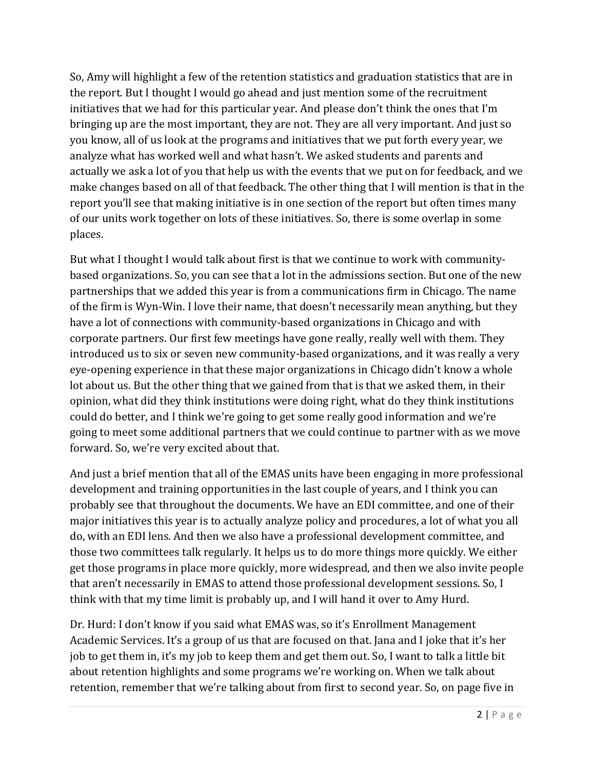So, Amy will highlight a few of the retention statistics and graduation statistics that are in the report. But I thought I would go ahead and just mention some of the recruitment initiatives that we had for this particular year. And please don't think the ones that I'm bringing up are the most important, they are not. They are all very important. And just so you know, all of us look at the programs and initiatives that we put forth every year, we analyze what has worked well and what hasn't. We asked students and parents and actually we ask a lot of you that help us with the events that we put on for feedback, and we make changes based on all of that feedback. The other thing that I will mention is that in the report you'll see that making initiative is in one section of the report but often times many of our units work together on lots of these initiatives. So, there is some overlap in some places.

But what I thought I would talk about first is that we continue to work with community-based organizations. So, you can see that a lot in the admissions section. But one of the new partnerships that we added this year is from a communications firm in Chicago. The name of the firm is Wyn-Win. I love their name, that doesn't necessarily mean anything, but they have a lot of connections with community-based organizations in Chicago and with corporate partners. Our first few meetings have gone really, really well with them. They introduced us to six or seven new community-based organizations, and it was really a very eye-opening experience in that these major organizations in Chicago didn't know a whole lot about us. But the other thing that we gained from that is that we asked them, in their opinion, what did they think institutions were doing right, what do they think institutions could do better, and I think we're going to get some really good information and we're going to meet some additional partners that we could continue to partner with as we move forward. So, we're very excited about that.

And just a brief mention that all of the EMAS units have been engaging in more professional development and training opportunities in the last couple of years, and I think you can probably see that throughout the documents. We have an EDI committee, and one of their major initiatives this year is to actually analyze policy and procedures, a lot of what you all do, with an EDI lens. And then we also have a professional development committee, and those two committees talk regularly. It helps us to do more things more quickly. We either get those programs in place more quickly, more widespread, and then we also invite people that aren't necessarily in EMAS to attend those professional development sessions. So, I think with that my time limit is probably up, and I will hand it over to Amy Hurd.

Dr. Hurd: I don't know if you said what EMAS was, so it's Enrollment Management Academic Services. It's a group of us that are focused on that. Jana and I joke that it's her job to get them in, it's my job to keep them and get them out. So, I want to talk a little bit about retention highlights and some programs we're working on. When we talk about retention, remember that we're talking about from first to second year. So, on page five in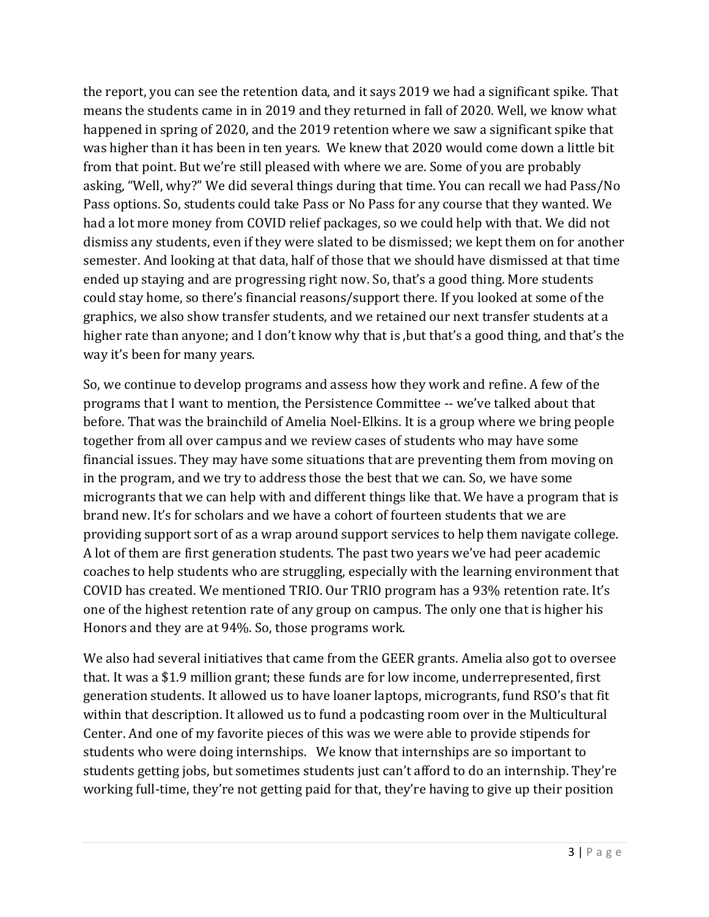the report, you can see the retention data, and it says 2019 we had a significant spike. That means the students came in in 2019 and they returned in fall of 2020. Well, we know what happened in spring of 2020, and the 2019 retention where we saw a significant spike that was higher than it has been in ten years. We knew that 2020 would come down a little bit from that point. But we're still pleased with where we are. Some of you are probably asking, "Well, why?" We did several things during that time. You can recall we had Pass/No Pass options. So, students could take Pass or No Pass for any course that they wanted. We had a lot more money from COVID relief packages, so we could help with that. We did not dismiss any students, even if they were slated to be dismissed; we kept them on for another semester. And looking at that data, half of those that we should have dismissed at that time ended up staying and are progressing right now. So, that's a good thing. More students could stay home, so there's financial reasons/support there. If you looked at some of the graphics, we also show transfer students, and we retained our next transfer students at a higher rate than anyone; and I don't know why that is ,but that's a good thing, and that's the way it's been for many years.

So, we continue to develop programs and assess how they work and refine. A few of the programs that I want to mention, the Persistence Committee -- we've talked about that before. That was the brainchild of Amelia Noel-Elkins. It is a group where we bring people together from all over campus and we review cases of students who may have some financial issues. They may have some situations that are preventing them from moving on in the program, and we try to address those the best that we can. So, we have some microgrants that we can help with and different things like that. We have a program that is brand new. It's for scholars and we have a cohort of fourteen students that we are providing support sort of as a wrap around support services to help them navigate college. A lot of them are first generation students. The past two years we've had peer academic coaches to help students who are struggling, especially with the learning environment that COVID has created. We mentioned TRIO. Our TRIO program has a 93% retention rate. It's one of the highest retention rate of any group on campus. The only one that is higher his Honors and they are at 94%. So, those programs work.

We also had several initiatives that came from the GEER grants. Amelia also got to oversee that. It was a $1.9 million grant; these funds are for low income, underrepresented, first generation students. It allowed us to have loaner laptops, microgrants, fund RSO's that fit within that description. It allowed us to fund a podcasting room over in the Multicultural Center. And one of my favorite pieces of this was we were able to provide stipends for students who were doing internships. We know that internships are so important to students getting jobs, but sometimes students just can't afford to do an internship. They're working full-time, they're not getting paid for that, they're having to give up their position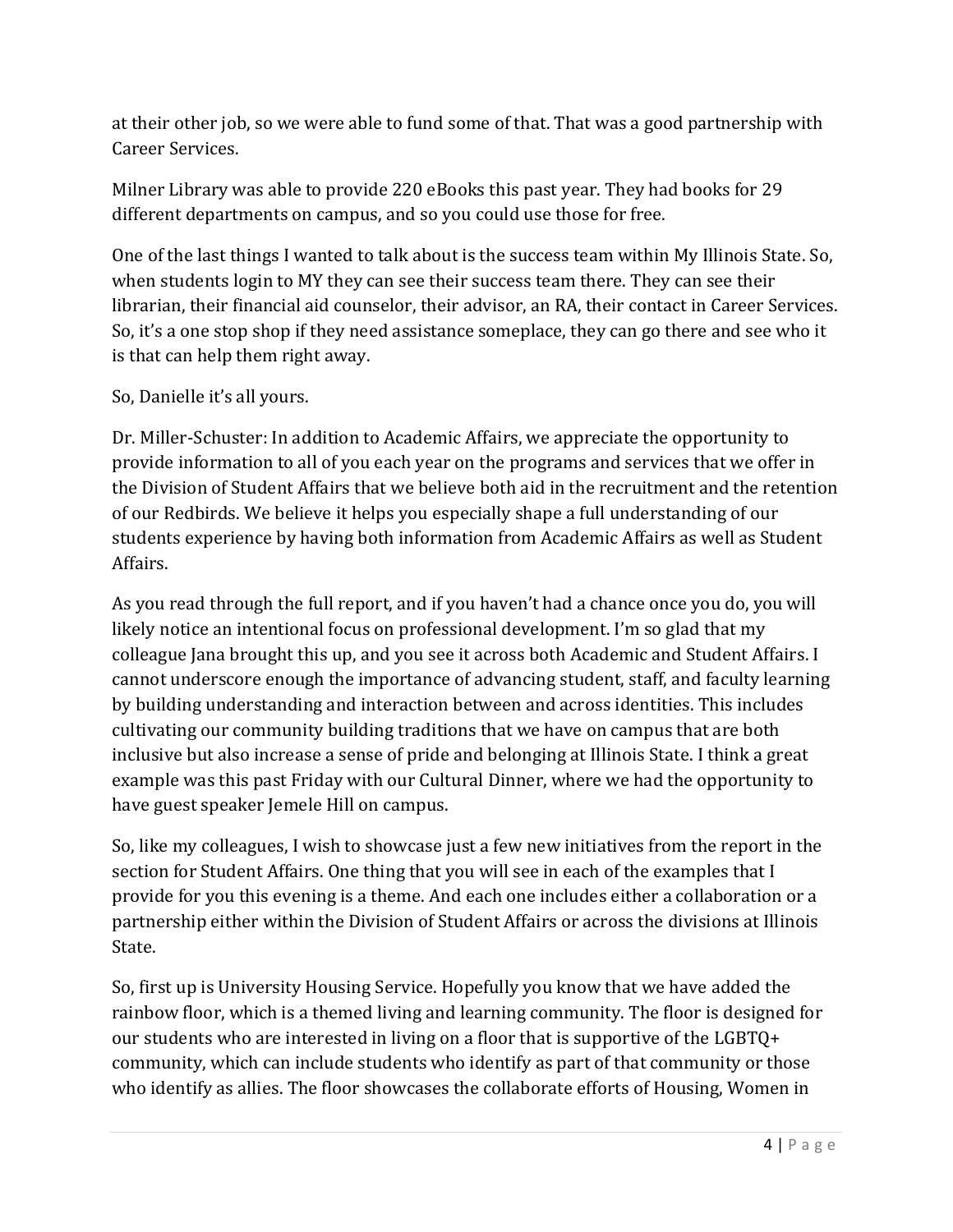at their other job, so we were able to fund some of that. That was a good partnership with Career Services.

Milner Library was able to provide 220 eBooks this past year. They had books for 29 different departments on campus, and so you could use those for free.

One of the last things I wanted to talk about is the success team within My Illinois State. So, when students login to MY they can see their success team there. They can see their librarian, their financial aid counselor, their advisor, an RA, their contact in Career Services. So, it's a one stop shop if they need assistance someplace, they can go there and see who it is that can help them right away.

So, Danielle it's all yours.

Dr. Miller-Schuster: In addition to Academic Affairs, we appreciate the opportunity to provide information to all of you each year on the programs and services that we offer in the Division of Student Affairs that we believe both aid in the recruitment and the retention of our Redbirds. We believe it helps you especially shape a full understanding of our students experience by having both information from Academic Affairs as well as Student Affairs.

As you read through the full report, and if you haven't had a chance once you do, you will likely notice an intentional focus on professional development. I'm so glad that my colleague Jana brought this up, and you see it across both Academic and Student Affairs. I cannot underscore enough the importance of advancing student, staff, and faculty learning by building understanding and interaction between and across identities. This includes cultivating our community building traditions that we have on campus that are both inclusive but also increase a sense of pride and belonging at Illinois State. I think a great example was this past Friday with our Cultural Dinner, where we had the opportunity to have guest speaker Jemele Hill on campus.

So, like my colleagues, I wish to showcase just a few new initiatives from the report in the section for Student Affairs. One thing that you will see in each of the examples that I provide for you this evening is a theme. And each one includes either a collaboration or a partnership either within the Division of Student Affairs or across the divisions at Illinois State.

So, first up is University Housing Service. Hopefully you know that we have added the rainbow floor, which is a themed living and learning community. The floor is designed for our students who are interested in living on a floor that is supportive of the LGBTQ+ community, which can include students who identify as part of that community or those who identify as allies. The floor showcases the collaborate efforts of Housing, Women in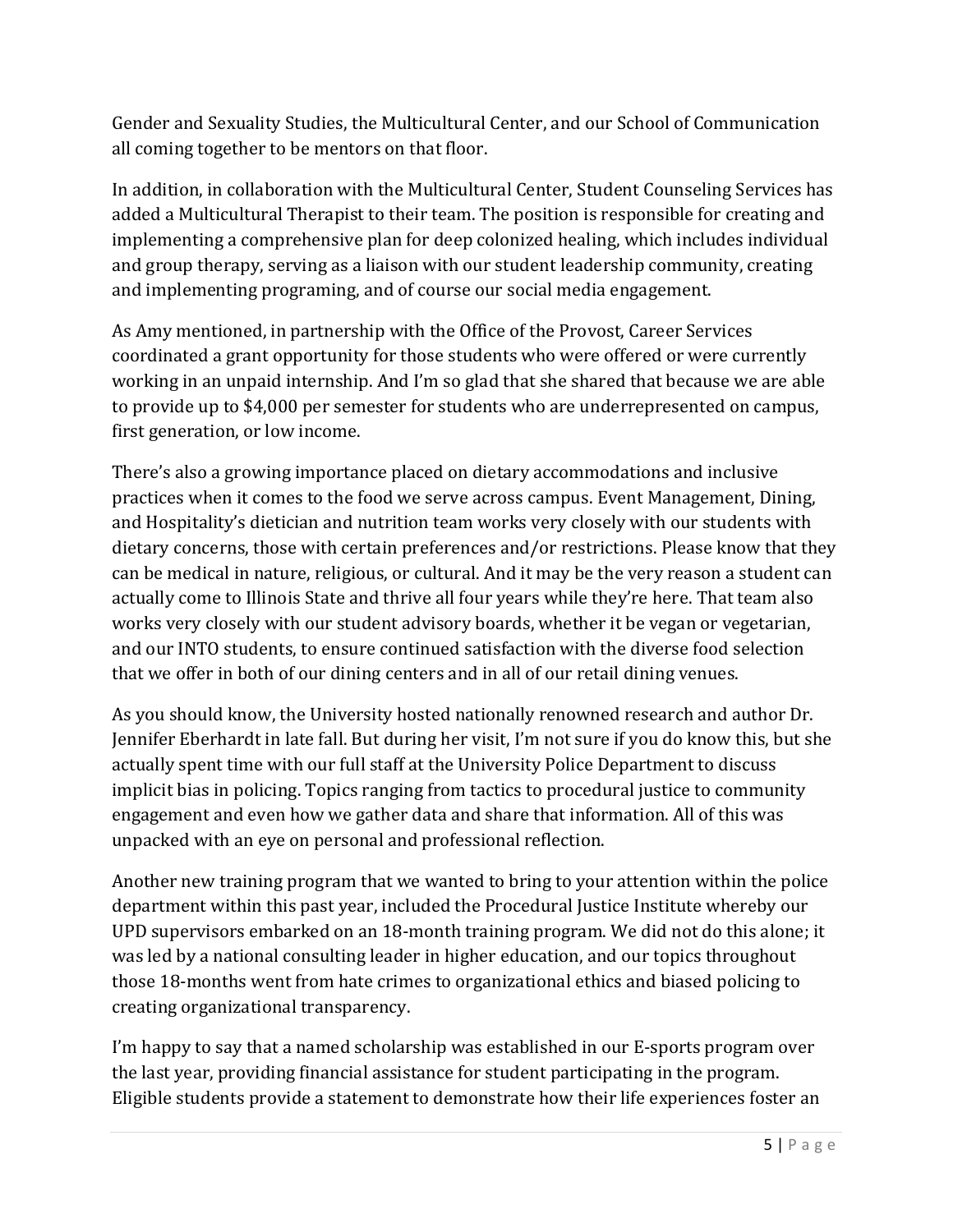Gender and Sexuality Studies, the Multicultural Center, and our School of Communication all coming together to be mentors on that floor.

In addition, in collaboration with the Multicultural Center, Student Counseling Services has added a Multicultural Therapist to their team. The position is responsible for creating and implementing a comprehensive plan for deep colonized healing, which includes individual and group therapy, serving as a liaison with our student leadership community, creating and implementing programing, and of course our social media engagement.

As Amy mentioned, in partnership with the Office of the Provost, Career Services coordinated a grant opportunity for those students who were offered or were currently working in an unpaid internship. And I'm so glad that she shared that because we are able to provide up to $4,000 per semester for students who are underrepresented on campus, first generation, or low income.

There's also a growing importance placed on dietary accommodations and inclusive practices when it comes to the food we serve across campus. Event Management, Dining, and Hospitality's dietician and nutrition team works very closely with our students with dietary concerns, those with certain preferences and/or restrictions. Please know that they can be medical in nature, religious, or cultural. And it may be the very reason a student can actually come to Illinois State and thrive all four years while they're here. That team also works very closely with our student advisory boards, whether it be vegan or vegetarian, and our INTO students, to ensure continued satisfaction with the diverse food selection that we offer in both of our dining centers and in all of our retail dining venues.

As you should know, the University hosted nationally renowned research and author Dr. Jennifer Eberhardt in late fall. But during her visit, I'm not sure if you do know this, but she actually spent time with our full staff at the University Police Department to discuss implicit bias in policing. Topics ranging from tactics to procedural justice to community engagement and even how we gather data and share that information. All of this was unpacked with an eye on personal and professional reflection.

Another new training program that we wanted to bring to your attention within the police department within this past year, included the Procedural Justice Institute whereby our UPD supervisors embarked on an 18-month training program. We did not do this alone; it was led by a national consulting leader in higher education, and our topics throughout those 18-months went from hate crimes to organizational ethics and biased policing to creating organizational transparency.

I'm happy to say that a named scholarship was established in our E-sports program over the last year, providing financial assistance for student participating in the program. Eligible students provide a statement to demonstrate how their life experiences foster an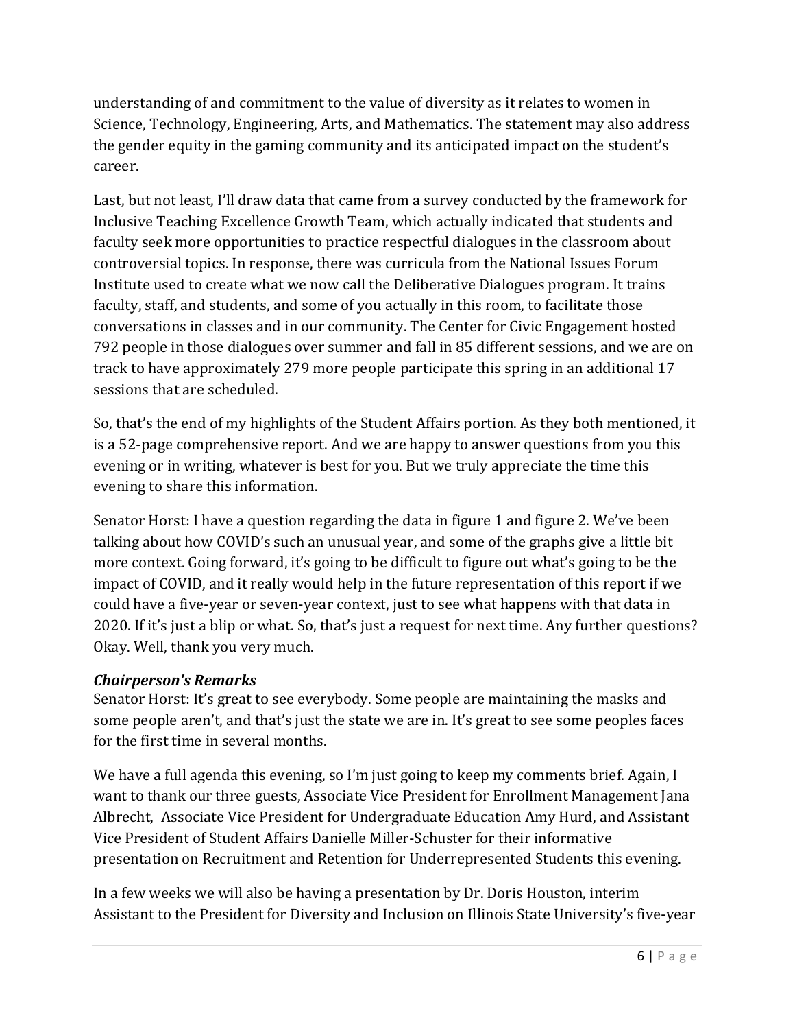understanding of and commitment to the value of diversity as it relates to women in Science, Technology, Engineering, Arts, and Mathematics. The statement may also address the gender equity in the gaming community and its anticipated impact on the student's career.

Last, but not least, I'll draw data that came from a survey conducted by the framework for Inclusive Teaching Excellence Growth Team, which actually indicated that students and faculty seek more opportunities to practice respectful dialogues in the classroom about controversial topics. In response, there was curricula from the National Issues Forum Institute used to create what we now call the Deliberative Dialogues program. It trains faculty, staff, and students, and some of you actually in this room, to facilitate those conversations in classes and in our community. The Center for Civic Engagement hosted 792 people in those dialogues over summer and fall in 85 different sessions, and we are on track to have approximately 279 more people participate this spring in an additional 17 sessions that are scheduled.

So, that's the end of my highlights of the Student Affairs portion. As they both mentioned, it is a 52-page comprehensive report. And we are happy to answer questions from you this evening or in writing, whatever is best for you. But we truly appreciate the time this evening to share this information.

Senator Horst: I have a question regarding the data in figure 1 and figure 2. We've been talking about how COVID's such an unusual year, and some of the graphs give a little bit more context. Going forward, it's going to be difficult to figure out what's going to be the impact of COVID, and it really would help in the future representation of this report if we could have a five-year or seven-year context, just to see what happens with that data in 2020. If it's just a blip or what. So, that's just a request for next time. Any further questions? Okay. Well, thank you very much.

### *Chairperson's Remarks*

Senator Horst: It's great to see everybody. Some people are maintaining the masks and some people aren't, and that's just the state we are in. It's great to see some peoples faces for the first time in several months.

We have a full agenda this evening, so I'm just going to keep my comments brief. Again, I want to thank our three guests, Associate Vice President for Enrollment Management Jana Albrecht, Associate Vice President for Undergraduate Education Amy Hurd, and Assistant Vice President of Student Affairs Danielle Miller-Schuster for their informative presentation on Recruitment and Retention for Underrepresented Students this evening.

In a few weeks we will also be having a presentation by Dr. Doris Houston, interim Assistant to the President for Diversity and Inclusion on Illinois State University's five-year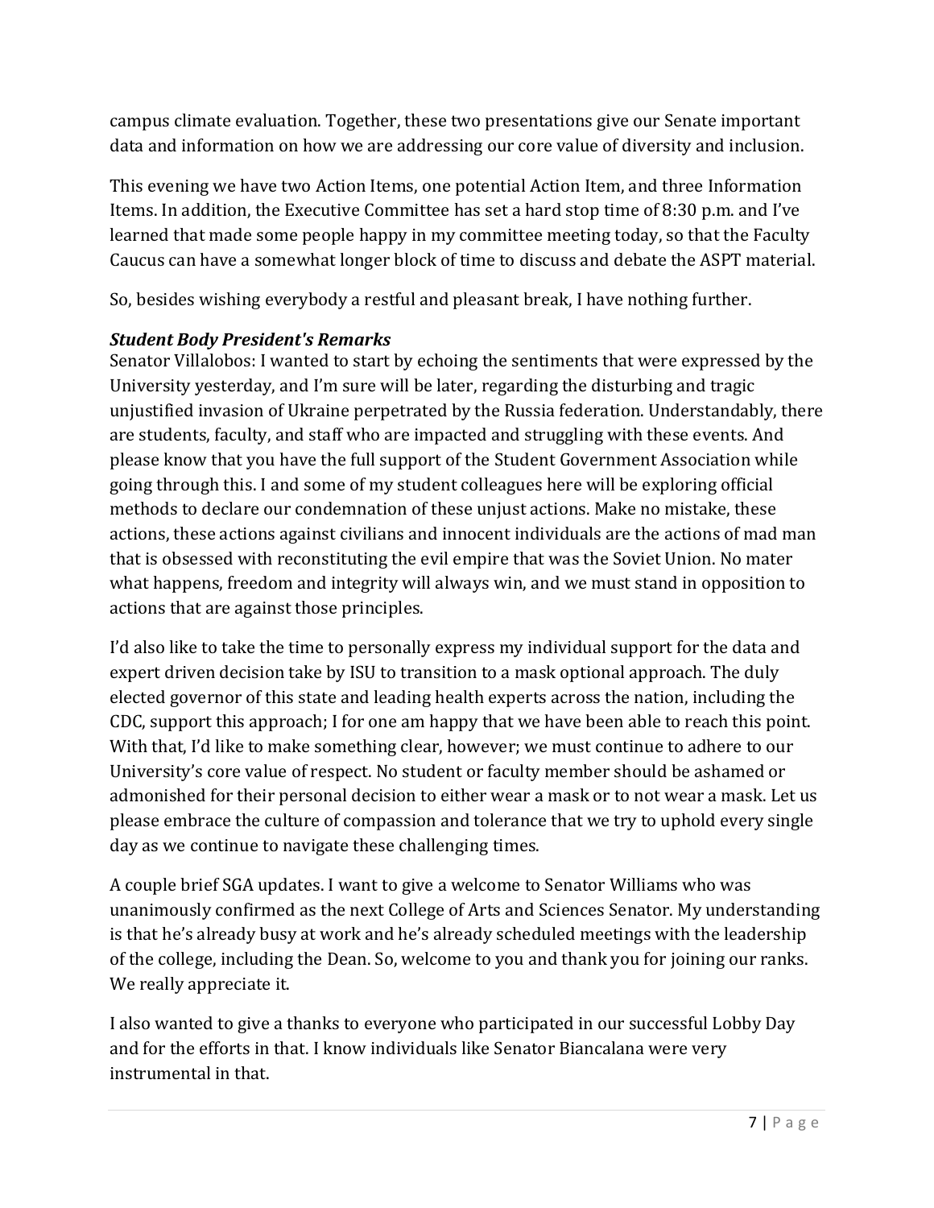campus climate evaluation. Together, these two presentations give our Senate important data and information on how we are addressing our core value of diversity and inclusion.

This evening we have two Action Items, one potential Action Item, and three Information Items. In addition, the Executive Committee has set a hard stop time of 8:30 p.m. and I've learned that made some people happy in my committee meeting today, so that the Faculty Caucus can have a somewhat longer block of time to discuss and debate the ASPT material.

So, besides wishing everybody a restful and pleasant break, I have nothing further.

***Student Body President's Remarks***

Senator Villalobos: I wanted to start by echoing the sentiments that were expressed by the University yesterday, and I'm sure will be later, regarding the disturbing and tragic unjustified invasion of Ukraine perpetrated by the Russia federation. Understandably, there are students, faculty, and staff who are impacted and struggling with these events. And please know that you have the full support of the Student Government Association while going through this. I and some of my student colleagues here will be exploring official methods to declare our condemnation of these unjust actions. Make no mistake, these actions, these actions against civilians and innocent individuals are the actions of mad man that is obsessed with reconstituting the evil empire that was the Soviet Union. No mater what happens, freedom and integrity will always win, and we must stand in opposition to actions that are against those principles.

I'd also like to take the time to personally express my individual support for the data and expert driven decision take by ISU to transition to a mask optional approach. The duly elected governor of this state and leading health experts across the nation, including the CDC, support this approach; I for one am happy that we have been able to reach this point. With that, I'd like to make something clear, however; we must continue to adhere to our University's core value of respect. No student or faculty member should be ashamed or admonished for their personal decision to either wear a mask or to not wear a mask. Let us please embrace the culture of compassion and tolerance that we try to uphold every single day as we continue to navigate these challenging times.

A couple brief SGA updates. I want to give a welcome to Senator Williams who was unanimously confirmed as the next College of Arts and Sciences Senator. My understanding is that he's already busy at work and he's already scheduled meetings with the leadership of the college, including the Dean. So, welcome to you and thank you for joining our ranks. We really appreciate it.

I also wanted to give a thanks to everyone who participated in our successful Lobby Day and for the efforts in that. I know individuals like Senator Biancalana were very instrumental in that.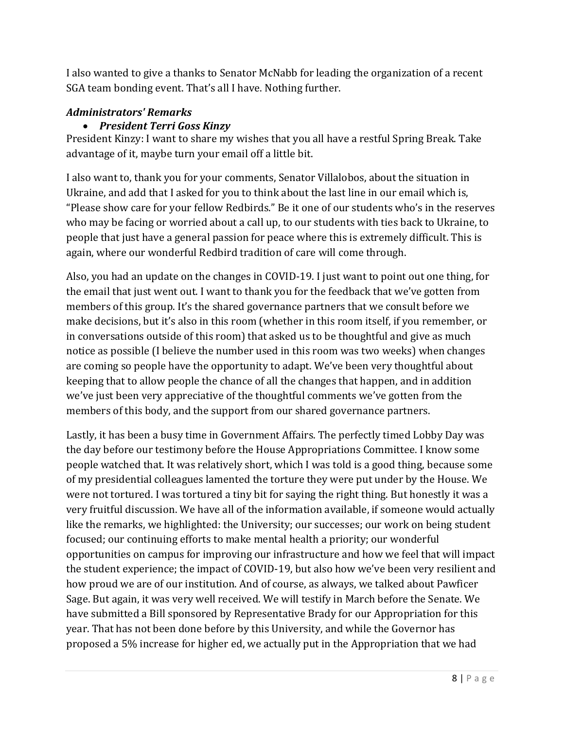I also wanted to give a thanks to Senator McNabb for leading the organization of a recent SGA team bonding event. That's all I have. Nothing further.

### *Administrators' Remarks*

- ***President Terri Goss Kinzy***

President Kinzy: I want to share my wishes that you all have a restful Spring Break. Take advantage of it, maybe turn your email off a little bit.

I also want to, thank you for your comments, Senator Villalobos, about the situation in Ukraine, and add that I asked for you to think about the last line in our email which is, "Please show care for your fellow Redbirds." Be it one of our students who's in the reserves who may be facing or worried about a call up, to our students with ties back to Ukraine, to people that just have a general passion for peace where this is extremely difficult. This is again, where our wonderful Redbird tradition of care will come through.

Also, you had an update on the changes in COVID-19. I just want to point out one thing, for the email that just went out. I want to thank you for the feedback that we've gotten from members of this group. It's the shared governance partners that we consult before we make decisions, but it's also in this room (whether in this room itself, if you remember, or in conversations outside of this room) that asked us to be thoughtful and give as much notice as possible (I believe the number used in this room was two weeks) when changes are coming so people have the opportunity to adapt. We've been very thoughtful about keeping that to allow people the chance of all the changes that happen, and in addition we've just been very appreciative of the thoughtful comments we've gotten from the members of this body, and the support from our shared governance partners.

Lastly, it has been a busy time in Government Affairs. The perfectly timed Lobby Day was the day before our testimony before the House Appropriations Committee. I know some people watched that. It was relatively short, which I was told is a good thing, because some of my presidential colleagues lamented the torture they were put under by the House. We were not tortured. I was tortured a tiny bit for saying the right thing. But honestly it was a very fruitful discussion. We have all of the information available, if someone would actually like the remarks, we highlighted: the University; our successes; our work on being student focused; our continuing efforts to make mental health a priority; our wonderful opportunities on campus for improving our infrastructure and how we feel that will impact the student experience; the impact of COVID-19, but also how we've been very resilient and how proud we are of our institution. And of course, as always, we talked about Pawficer Sage. But again, it was very well received. We will testify in March before the Senate. We have submitted a Bill sponsored by Representative Brady for our Appropriation for this year. That has not been done before by this University, and while the Governor has proposed a 5% increase for higher ed, we actually put in the Appropriation that we had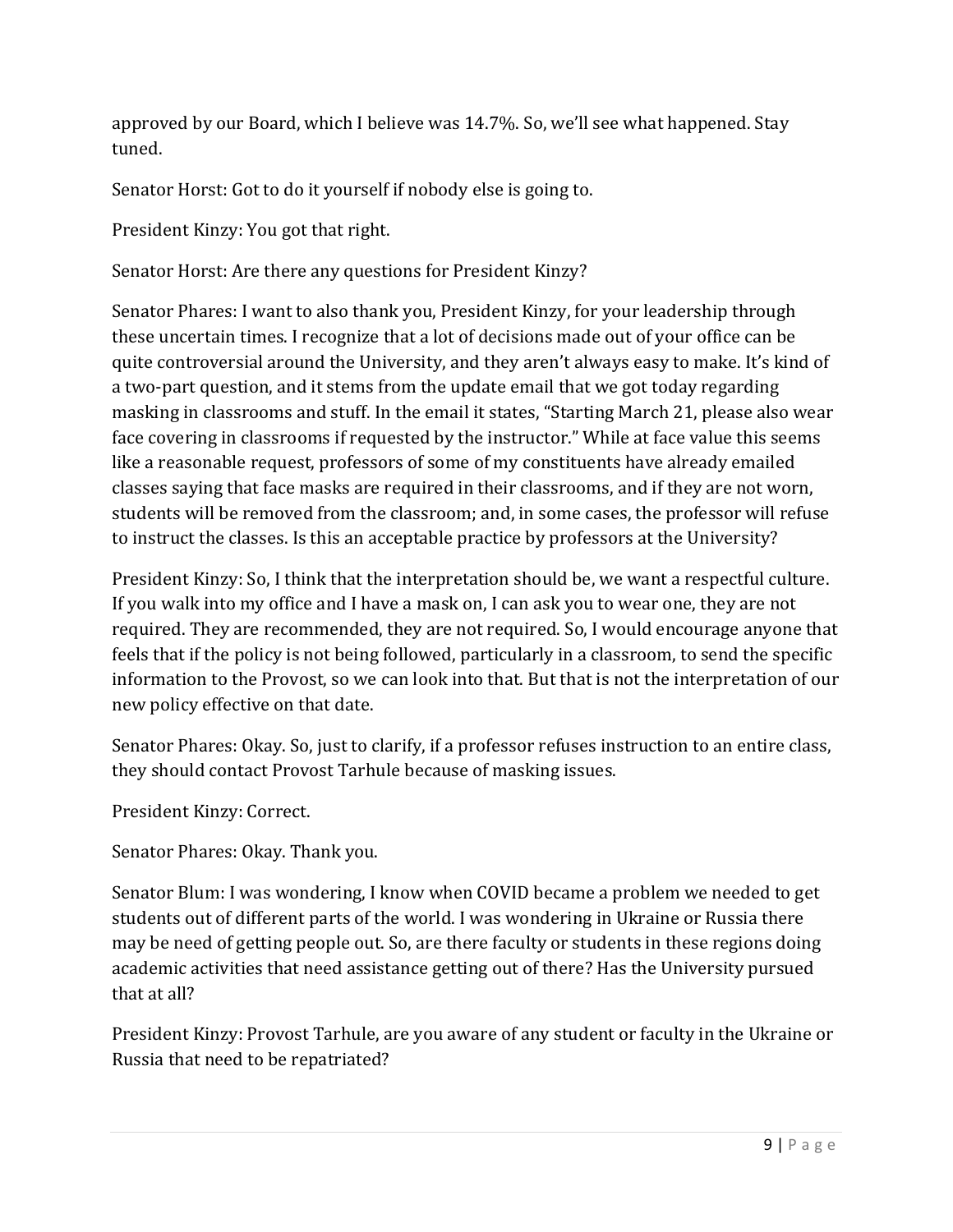approved by our Board, which I believe was 14.7%. So, we'll see what happened. Stay tuned.

Senator Horst: Got to do it yourself if nobody else is going to.

President Kinzy: You got that right.

Senator Horst: Are there any questions for President Kinzy?

Senator Phares: I want to also thank you, President Kinzy, for your leadership through these uncertain times. I recognize that a lot of decisions made out of your office can be quite controversial around the University, and they aren't always easy to make. It's kind of a two-part question, and it stems from the update email that we got today regarding masking in classrooms and stuff. In the email it states, "Starting March 21, please also wear face covering in classrooms if requested by the instructor." While at face value this seems like a reasonable request, professors of some of my constituents have already emailed classes saying that face masks are required in their classrooms, and if they are not worn, students will be removed from the classroom; and, in some cases, the professor will refuse to instruct the classes. Is this an acceptable practice by professors at the University?

President Kinzy: So, I think that the interpretation should be, we want a respectful culture. If you walk into my office and I have a mask on, I can ask you to wear one, they are not required. They are recommended, they are not required. So, I would encourage anyone that feels that if the policy is not being followed, particularly in a classroom, to send the specific information to the Provost, so we can look into that. But that is not the interpretation of our new policy effective on that date.

Senator Phares: Okay. So, just to clarify, if a professor refuses instruction to an entire class, they should contact Provost Tarhule because of masking issues.

President Kinzy: Correct.

Senator Phares: Okay. Thank you.

Senator Blum: I was wondering, I know when COVID became a problem we needed to get students out of different parts of the world. I was wondering in Ukraine or Russia there may be need of getting people out. So, are there faculty or students in these regions doing academic activities that need assistance getting out of there? Has the University pursued that at all?

President Kinzy: Provost Tarhule, are you aware of any student or faculty in the Ukraine or Russia that need to be repatriated?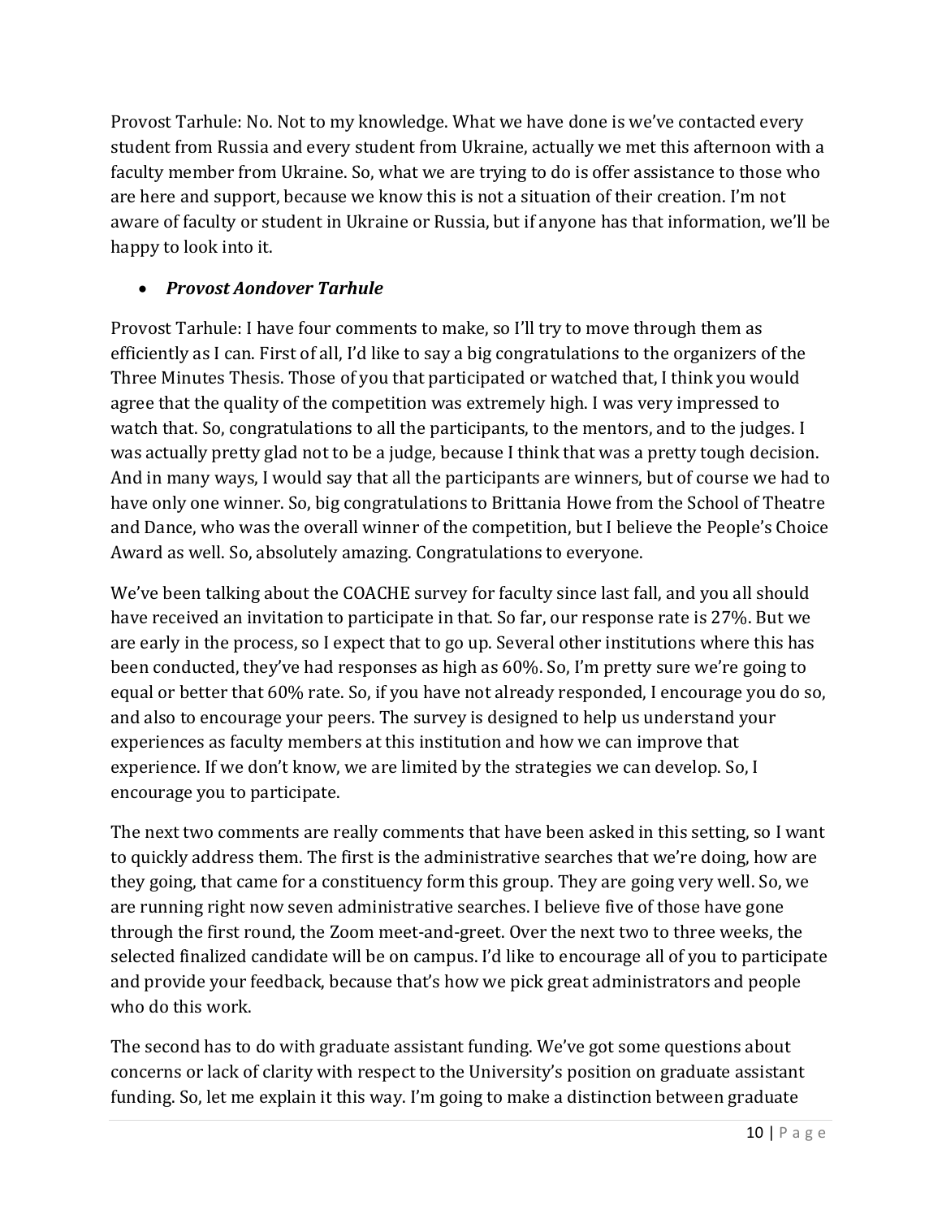Provost Tarhule: No. Not to my knowledge. What we have done is we've contacted every student from Russia and every student from Ukraine, actually we met this afternoon with a faculty member from Ukraine. So, what we are trying to do is offer assistance to those who are here and support, because we know this is not a situation of their creation. I'm not aware of faculty or student in Ukraine or Russia, but if anyone has that information, we'll be happy to look into it.

- ***Provost Aondover Tarhule***

Provost Tarhule: I have four comments to make, so I'll try to move through them as efficiently as I can. First of all, I'd like to say a big congratulations to the organizers of the Three Minutes Thesis. Those of you that participated or watched that, I think you would agree that the quality of the competition was extremely high. I was very impressed to watch that. So, congratulations to all the participants, to the mentors, and to the judges. I was actually pretty glad not to be a judge, because I think that was a pretty tough decision. And in many ways, I would say that all the participants are winners, but of course we had to have only one winner. So, big congratulations to Brittania Howe from the School of Theatre and Dance, who was the overall winner of the competition, but I believe the People's Choice Award as well. So, absolutely amazing. Congratulations to everyone.

We've been talking about the COACHE survey for faculty since last fall, and you all should have received an invitation to participate in that. So far, our response rate is 27%. But we are early in the process, so I expect that to go up. Several other institutions where this has been conducted, they've had responses as high as 60%. So, I'm pretty sure we're going to equal or better that 60% rate. So, if you have not already responded, I encourage you do so, and also to encourage your peers. The survey is designed to help us understand your experiences as faculty members at this institution and how we can improve that experience. If we don't know, we are limited by the strategies we can develop. So, I encourage you to participate.

The next two comments are really comments that have been asked in this setting, so I want to quickly address them. The first is the administrative searches that we're doing, how are they going, that came for a constituency form this group. They are going very well. So, we are running right now seven administrative searches. I believe five of those have gone through the first round, the Zoom meet-and-greet. Over the next two to three weeks, the selected finalized candidate will be on campus. I'd like to encourage all of you to participate and provide your feedback, because that's how we pick great administrators and people who do this work.

The second has to do with graduate assistant funding. We've got some questions about concerns or lack of clarity with respect to the University's position on graduate assistant funding. So, let me explain it this way. I'm going to make a distinction between graduate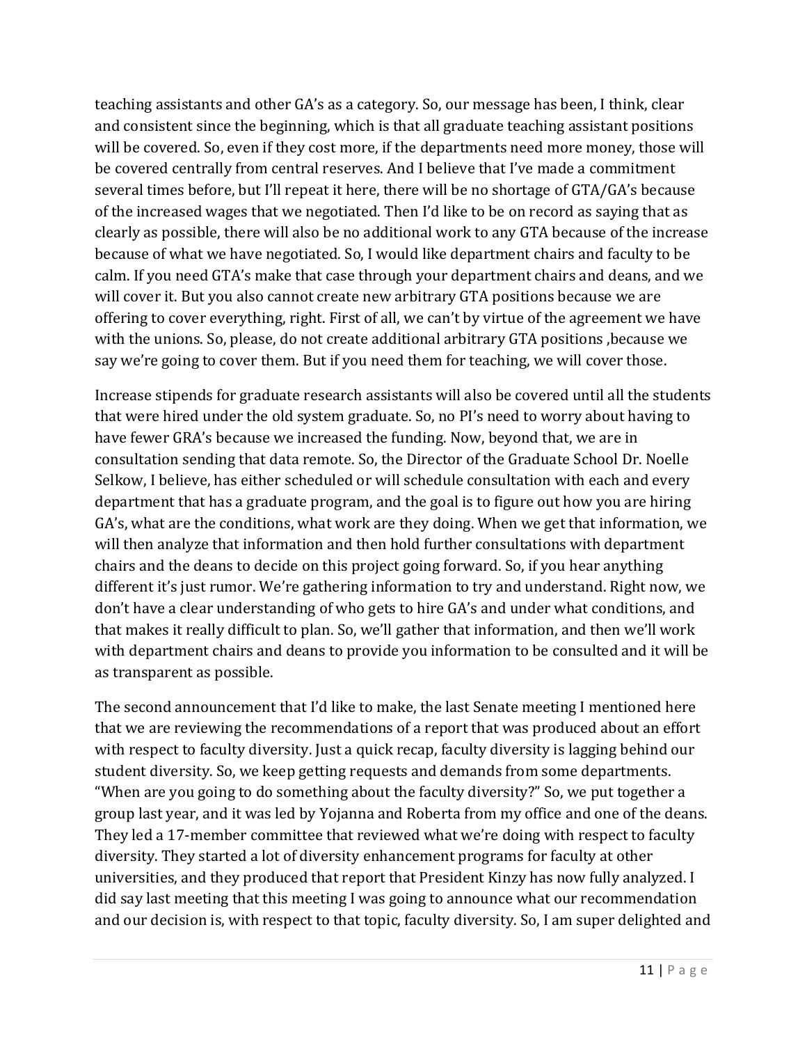teaching assistants and other GA's as a category. So, our message has been, I think, clear and consistent since the beginning, which is that all graduate teaching assistant positions will be covered. So, even if they cost more, if the departments need more money, those will be covered centrally from central reserves. And I believe that I've made a commitment several times before, but I'll repeat it here, there will be no shortage of GTA/GA's because of the increased wages that we negotiated. Then I'd like to be on record as saying that as clearly as possible, there will also be no additional work to any GTA because of the increase because of what we have negotiated. So, I would like department chairs and faculty to be calm. If you need GTA's make that case through your department chairs and deans, and we will cover it. But you also cannot create new arbitrary GTA positions because we are offering to cover everything, right. First of all, we can't by virtue of the agreement we have with the unions. So, please, do not create additional arbitrary GTA positions ,because we say we're going to cover them. But if you need them for teaching, we will cover those.

Increase stipends for graduate research assistants will also be covered until all the students that were hired under the old system graduate. So, no PI's need to worry about having to have fewer GRA's because we increased the funding. Now, beyond that, we are in consultation sending that data remote. So, the Director of the Graduate School Dr. Noelle Selkow, I believe, has either scheduled or will schedule consultation with each and every department that has a graduate program, and the goal is to figure out how you are hiring GA's, what are the conditions, what work are they doing. When we get that information, we will then analyze that information and then hold further consultations with department chairs and the deans to decide on this project going forward. So, if you hear anything different it's just rumor. We're gathering information to try and understand. Right now, we don't have a clear understanding of who gets to hire GA's and under what conditions, and that makes it really difficult to plan. So, we'll gather that information, and then we'll work with department chairs and deans to provide you information to be consulted and it will be as transparent as possible.

The second announcement that I'd like to make, the last Senate meeting I mentioned here that we are reviewing the recommendations of a report that was produced about an effort with respect to faculty diversity. Just a quick recap, faculty diversity is lagging behind our student diversity. So, we keep getting requests and demands from some departments. "When are you going to do something about the faculty diversity?" So, we put together a group last year, and it was led by Yojanna and Roberta from my office and one of the deans. They led a 17-member committee that reviewed what we're doing with respect to faculty diversity. They started a lot of diversity enhancement programs for faculty at other universities, and they produced that report that President Kinzy has now fully analyzed. I did say last meeting that this meeting I was going to announce what our recommendation and our decision is, with respect to that topic, faculty diversity. So, I am super delighted and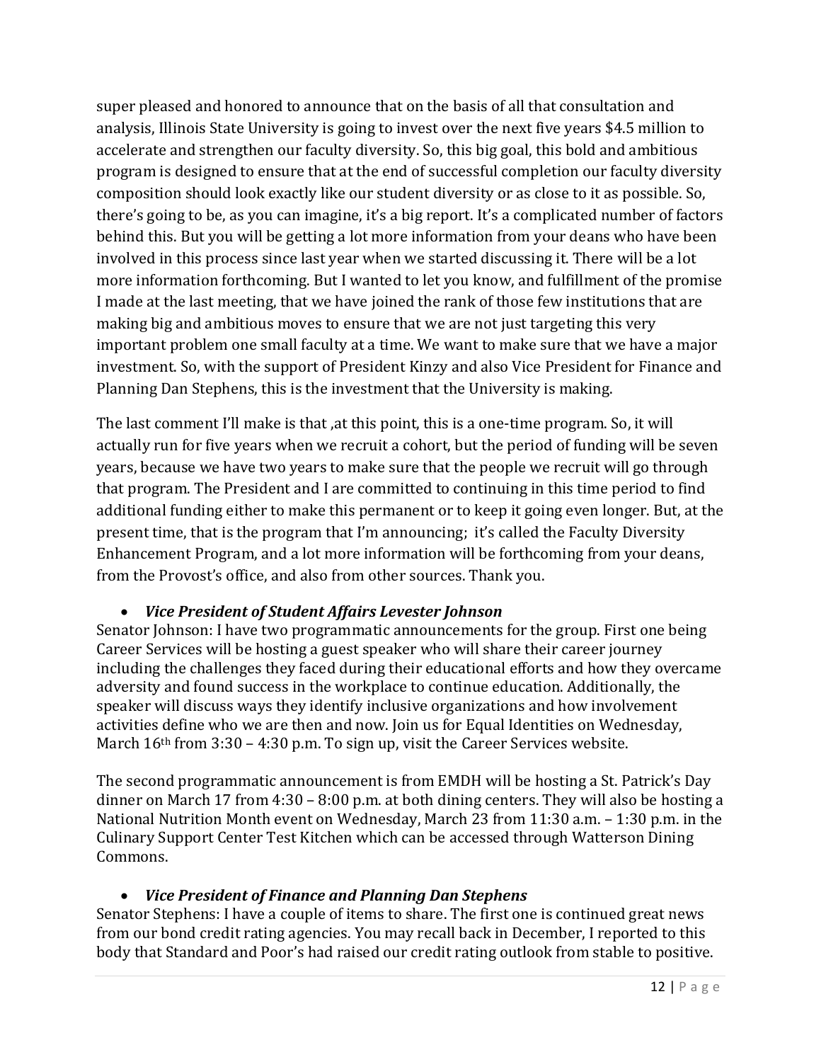super pleased and honored to announce that on the basis of all that consultation and analysis, Illinois State University is going to invest over the next five years $4.5 million to accelerate and strengthen our faculty diversity. So, this big goal, this bold and ambitious program is designed to ensure that at the end of successful completion our faculty diversity composition should look exactly like our student diversity or as close to it as possible. So, there's going to be, as you can imagine, it's a big report. It's a complicated number of factors behind this. But you will be getting a lot more information from your deans who have been involved in this process since last year when we started discussing it. There will be a lot more information forthcoming. But I wanted to let you know, and fulfillment of the promise I made at the last meeting, that we have joined the rank of those few institutions that are making big and ambitious moves to ensure that we are not just targeting this very important problem one small faculty at a time. We want to make sure that we have a major investment. So, with the support of President Kinzy and also Vice President for Finance and Planning Dan Stephens, this is the investment that the University is making.

The last comment I'll make is that ,at this point, this is a one-time program. So, it will actually run for five years when we recruit a cohort, but the period of funding will be seven years, because we have two years to make sure that the people we recruit will go through that program. The President and I are committed to continuing in this time period to find additional funding either to make this permanent or to keep it going even longer. But, at the present time, that is the program that I'm announcing; it's called the Faculty Diversity Enhancement Program, and a lot more information will be forthcoming from your deans, from the Provost's office, and also from other sources. Thank you.

- ***Vice President of Student Affairs Levester Johnson***

Senator Johnson: I have two programmatic announcements for the group. First one being Career Services will be hosting a guest speaker who will share their career journey including the challenges they faced during their educational efforts and how they overcame adversity and found success in the workplace to continue education. Additionally, the speaker will discuss ways they identify inclusive organizations and how involvement activities define who we are then and now. Join us for Equal Identities on Wednesday, March 16th from 3:30 – 4:30 p.m. To sign up, visit the Career Services website.

The second programmatic announcement is from EMDH will be hosting a St. Patrick's Day dinner on March 17 from 4:30 – 8:00 p.m. at both dining centers. They will also be hosting a National Nutrition Month event on Wednesday, March 23 from 11:30 a.m. – 1:30 p.m. in the Culinary Support Center Test Kitchen which can be accessed through Watterson Dining Commons.

- ***Vice President of Finance and Planning Dan Stephens***

Senator Stephens: I have a couple of items to share. The first one is continued great news from our bond credit rating agencies. You may recall back in December, I reported to this body that Standard and Poor's had raised our credit rating outlook from stable to positive.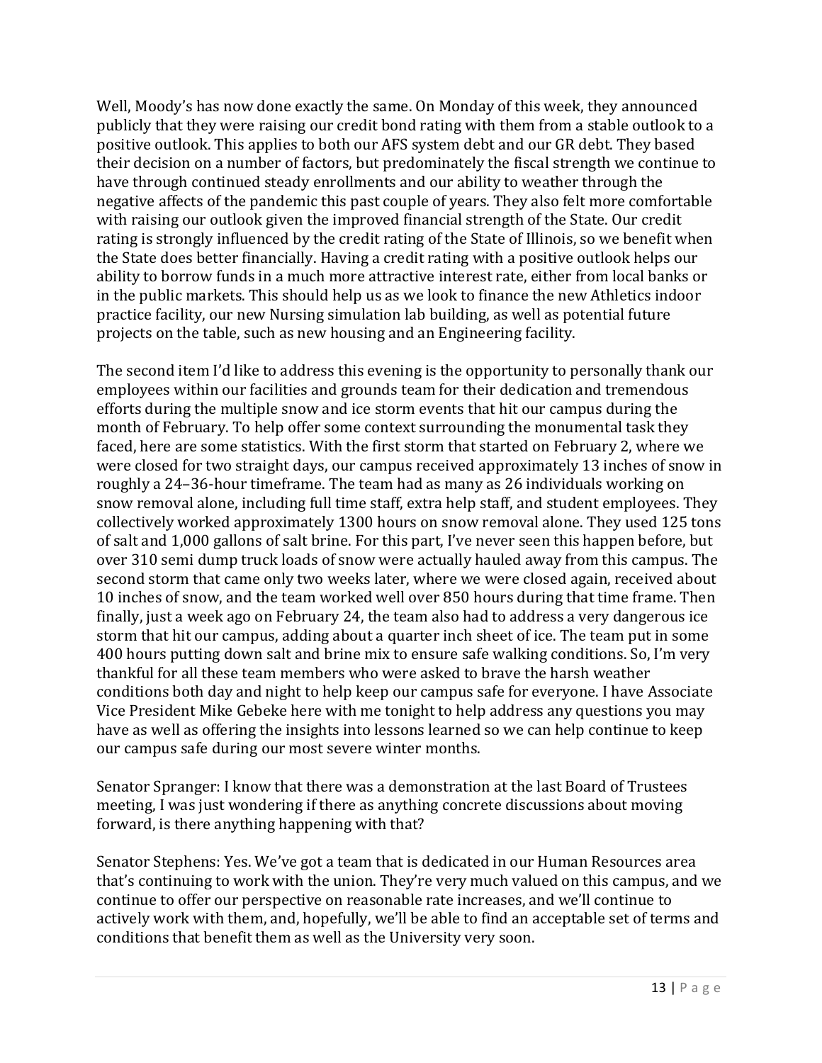Well, Moody's has now done exactly the same. On Monday of this week, they announced publicly that they were raising our credit bond rating with them from a stable outlook to a positive outlook. This applies to both our AFS system debt and our GR debt. They based their decision on a number of factors, but predominately the fiscal strength we continue to have through continued steady enrollments and our ability to weather through the negative affects of the pandemic this past couple of years. They also felt more comfortable with raising our outlook given the improved financial strength of the State. Our credit rating is strongly influenced by the credit rating of the State of Illinois, so we benefit when the State does better financially. Having a credit rating with a positive outlook helps our ability to borrow funds in a much more attractive interest rate, either from local banks or in the public markets. This should help us as we look to finance the new Athletics indoor practice facility, our new Nursing simulation lab building, as well as potential future projects on the table, such as new housing and an Engineering facility.

The second item I'd like to address this evening is the opportunity to personally thank our employees within our facilities and grounds team for their dedication and tremendous efforts during the multiple snow and ice storm events that hit our campus during the month of February. To help offer some context surrounding the monumental task they faced, here are some statistics. With the first storm that started on February 2, where we were closed for two straight days, our campus received approximately 13 inches of snow in roughly a 24–36-hour timeframe. The team had as many as 26 individuals working on snow removal alone, including full time staff, extra help staff, and student employees. They collectively worked approximately 1300 hours on snow removal alone. They used 125 tons of salt and 1,000 gallons of salt brine. For this part, I've never seen this happen before, but over 310 semi dump truck loads of snow were actually hauled away from this campus. The second storm that came only two weeks later, where we were closed again, received about 10 inches of snow, and the team worked well over 850 hours during that time frame. Then finally, just a week ago on February 24, the team also had to address a very dangerous ice storm that hit our campus, adding about a quarter inch sheet of ice. The team put in some 400 hours putting down salt and brine mix to ensure safe walking conditions. So, I'm very thankful for all these team members who were asked to brave the harsh weather conditions both day and night to help keep our campus safe for everyone. I have Associate Vice President Mike Gebeke here with me tonight to help address any questions you may have as well as offering the insights into lessons learned so we can help continue to keep our campus safe during our most severe winter months.

Senator Spranger: I know that there was a demonstration at the last Board of Trustees meeting, I was just wondering if there as anything concrete discussions about moving forward, is there anything happening with that?

Senator Stephens: Yes. We've got a team that is dedicated in our Human Resources area that's continuing to work with the union. They're very much valued on this campus, and we continue to offer our perspective on reasonable rate increases, and we'll continue to actively work with them, and, hopefully, we'll be able to find an acceptable set of terms and conditions that benefit them as well as the University very soon.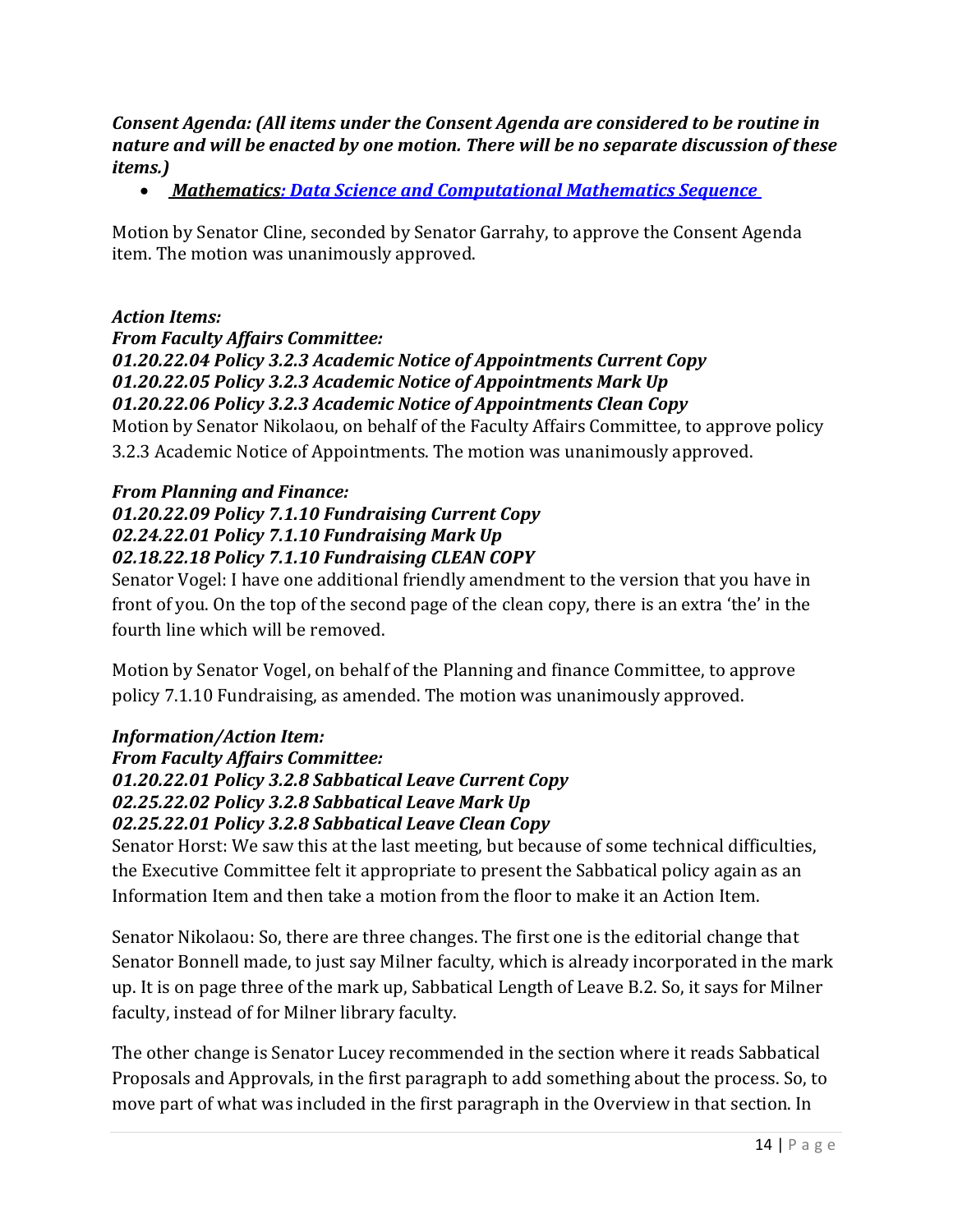***Consent Agenda: (All items under the Consent Agenda are considered to be routine in nature and will be enacted by one motion. There will be no separate discussion of these items.)***

- ***Mathematics: Data Science and Computational Mathematics Sequence***

Motion by Senator Cline, seconded by Senator Garrahy, to approve the Consent Agenda item. The motion was unanimously approved.

***Action Items:***
***From Faculty Affairs Committee:***
***01.20.22.04 Policy 3.2.3 Academic Notice of Appointments Current Copy***
***01.20.22.05 Policy 3.2.3 Academic Notice of Appointments Mark Up***
***01.20.22.06 Policy 3.2.3 Academic Notice of Appointments Clean Copy***

Motion by Senator Nikolaou, on behalf of the Faculty Affairs Committee, to approve policy 3.2.3 Academic Notice of Appointments. The motion was unanimously approved.

***From Planning and Finance:***
***01.20.22.09 Policy 7.1.10 Fundraising Current Copy***
***02.24.22.01 Policy 7.1.10 Fundraising Mark Up***
***02.18.22.18 Policy 7.1.10 Fundraising CLEAN COPY***

Senator Vogel: I have one additional friendly amendment to the version that you have in front of you. On the top of the second page of the clean copy, there is an extra 'the' in the fourth line which will be removed.

Motion by Senator Vogel, on behalf of the Planning and finance Committee, to approve policy 7.1.10 Fundraising, as amended. The motion was unanimously approved.

***Information/Action Item:***
***From Faculty Affairs Committee:***
***01.20.22.01 Policy 3.2.8 Sabbatical Leave Current Copy***
***02.25.22.02 Policy 3.2.8 Sabbatical Leave Mark Up***
***02.25.22.01 Policy 3.2.8 Sabbatical Leave Clean Copy***

Senator Horst: We saw this at the last meeting, but because of some technical difficulties, the Executive Committee felt it appropriate to present the Sabbatical policy again as an Information Item and then take a motion from the floor to make it an Action Item.

Senator Nikolaou: So, there are three changes. The first one is the editorial change that Senator Bonnell made, to just say Milner faculty, which is already incorporated in the mark up. It is on page three of the mark up, Sabbatical Length of Leave B.2. So, it says for Milner faculty, instead of for Milner library faculty.

The other change is Senator Lucey recommended in the section where it reads Sabbatical Proposals and Approvals, in the first paragraph to add something about the process. So, to move part of what was included in the first paragraph in the Overview in that section. In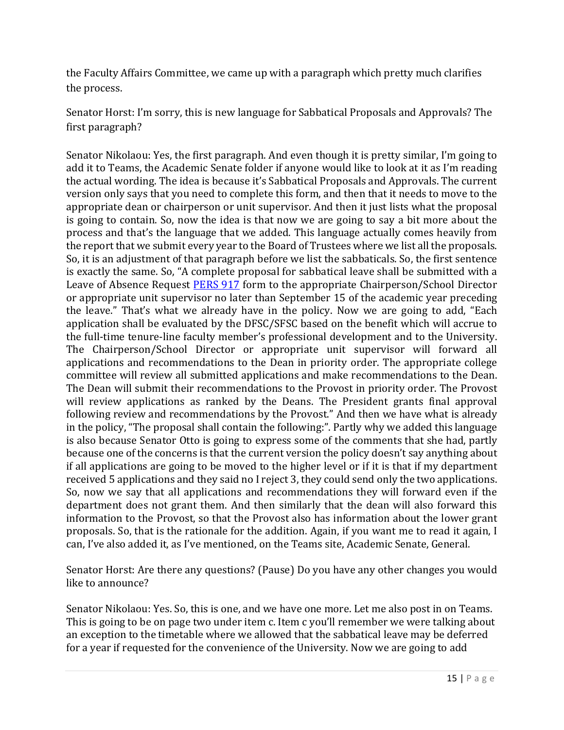the Faculty Affairs Committee, we came up with a paragraph which pretty much clarifies the process.

Senator Horst: I'm sorry, this is new language for Sabbatical Proposals and Approvals? The first paragraph?

Senator Nikolaou: Yes, the first paragraph. And even though it is pretty similar, I'm going to add it to Teams, the Academic Senate folder if anyone would like to look at it as I'm reading the actual wording. The idea is because it's Sabbatical Proposals and Approvals. The current version only says that you need to complete this form, and then that it needs to move to the appropriate dean or chairperson or unit supervisor. And then it just lists what the proposal is going to contain. So, now the idea is that now we are going to say a bit more about the process and that's the language that we added. This language actually comes heavily from the report that we submit every year to the Board of Trustees where we list all the proposals. So, it is an adjustment of that paragraph before we list the sabbaticals. So, the first sentence is exactly the same. So, "A complete proposal for sabbatical leave shall be submitted with a Leave of Absence Request [PERS 917] form to the appropriate Chairperson/School Director or appropriate unit supervisor no later than September 15 of the academic year preceding the leave." That's what we already have in the policy. Now we are going to add, "Each application shall be evaluated by the DFSC/SFSC based on the benefit which will accrue to the full-time tenure-line faculty member's professional development and to the University. The Chairperson/School Director or appropriate unit supervisor will forward all applications and recommendations to the Dean in priority order. The appropriate college committee will review all submitted applications and make recommendations to the Dean. The Dean will submit their recommendations to the Provost in priority order. The Provost will review applications as ranked by the Deans. The President grants final approval following review and recommendations by the Provost." And then we have what is already in the policy, "The proposal shall contain the following:". Partly why we added this language is also because Senator Otto is going to express some of the comments that she had, partly because one of the concerns is that the current version the policy doesn't say anything about if all applications are going to be moved to the higher level or if it is that if my department received 5 applications and they said no I reject 3, they could send only the two applications. So, now we say that all applications and recommendations they will forward even if the department does not grant them. And then similarly that the dean will also forward this information to the Provost, so that the Provost also has information about the lower grant proposals. So, that is the rationale for the addition. Again, if you want me to read it again, I can, I've also added it, as I've mentioned, on the Teams site, Academic Senate, General.

Senator Horst: Are there any questions? (Pause) Do you have any other changes you would like to announce?

Senator Nikolaou: Yes. So, this is one, and we have one more. Let me also post in on Teams. This is going to be on page two under item c. Item c you'll remember we were talking about an exception to the timetable where we allowed that the sabbatical leave may be deferred for a year if requested for the convenience of the University. Now we are going to add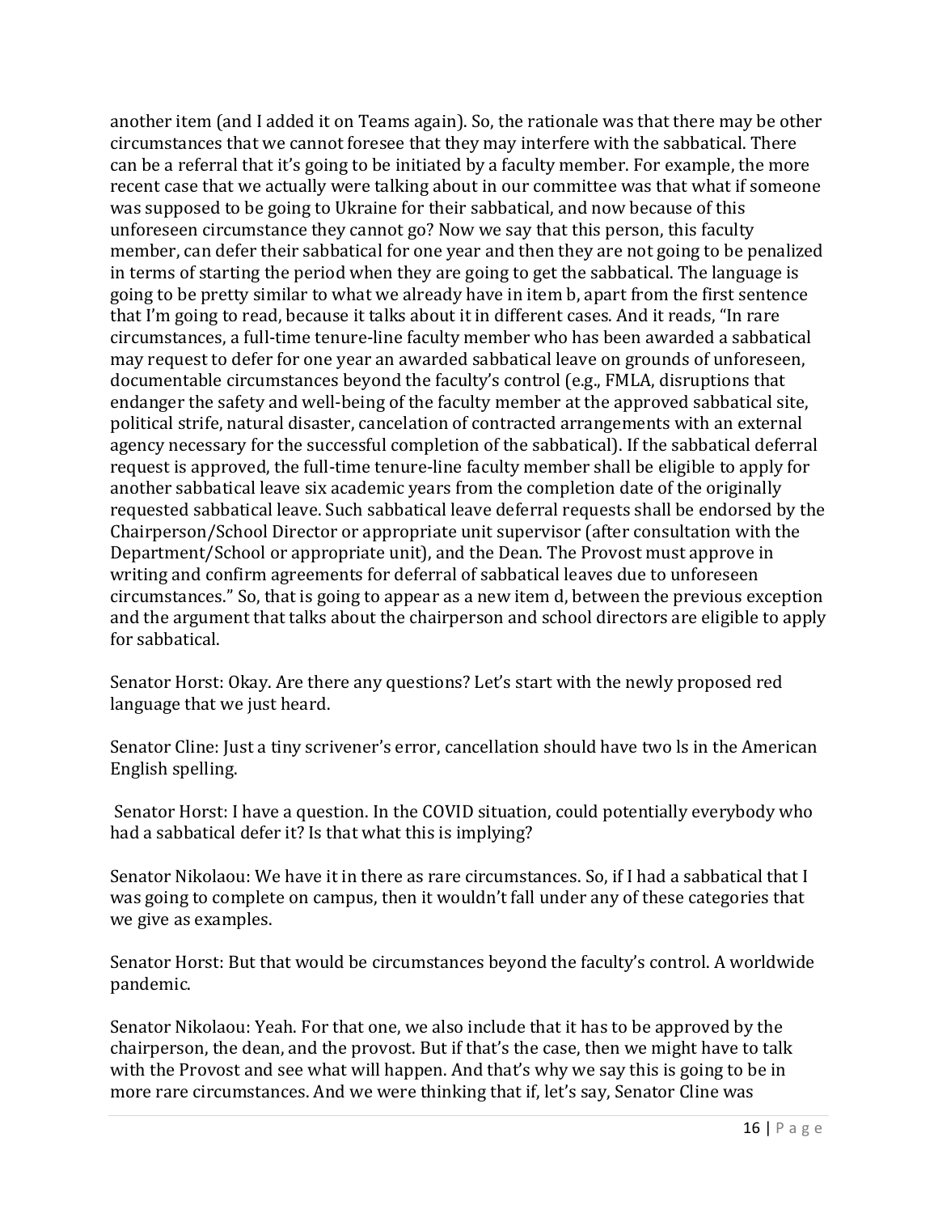another item (and I added it on Teams again). So, the rationale was that there may be other circumstances that we cannot foresee that they may interfere with the sabbatical. There can be a referral that it's going to be initiated by a faculty member. For example, the more recent case that we actually were talking about in our committee was that what if someone was supposed to be going to Ukraine for their sabbatical, and now because of this unforeseen circumstance they cannot go? Now we say that this person, this faculty member, can defer their sabbatical for one year and then they are not going to be penalized in terms of starting the period when they are going to get the sabbatical. The language is going to be pretty similar to what we already have in item b, apart from the first sentence that I'm going to read, because it talks about it in different cases. And it reads, "In rare circumstances, a full-time tenure-line faculty member who has been awarded a sabbatical may request to defer for one year an awarded sabbatical leave on grounds of unforeseen, documentable circumstances beyond the faculty's control (e.g., FMLA, disruptions that endanger the safety and well-being of the faculty member at the approved sabbatical site, political strife, natural disaster, cancelation of contracted arrangements with an external agency necessary for the successful completion of the sabbatical). If the sabbatical deferral request is approved, the full-time tenure-line faculty member shall be eligible to apply for another sabbatical leave six academic years from the completion date of the originally requested sabbatical leave. Such sabbatical leave deferral requests shall be endorsed by the Chairperson/School Director or appropriate unit supervisor (after consultation with the Department/School or appropriate unit), and the Dean. The Provost must approve in writing and confirm agreements for deferral of sabbatical leaves due to unforeseen circumstances." So, that is going to appear as a new item d, between the previous exception and the argument that talks about the chairperson and school directors are eligible to apply for sabbatical.

Senator Horst: Okay. Are there any questions? Let's start with the newly proposed red language that we just heard.

Senator Cline: Just a tiny scrivener's error, cancellation should have two ls in the American English spelling.

Senator Horst: I have a question. In the COVID situation, could potentially everybody who had a sabbatical defer it? Is that what this is implying?

Senator Nikolaou: We have it in there as rare circumstances. So, if I had a sabbatical that I was going to complete on campus, then it wouldn't fall under any of these categories that we give as examples.

Senator Horst: But that would be circumstances beyond the faculty's control. A worldwide pandemic.

Senator Nikolaou: Yeah. For that one, we also include that it has to be approved by the chairperson, the dean, and the provost. But if that's the case, then we might have to talk with the Provost and see what will happen. And that's why we say this is going to be in more rare circumstances. And we were thinking that if, let's say, Senator Cline was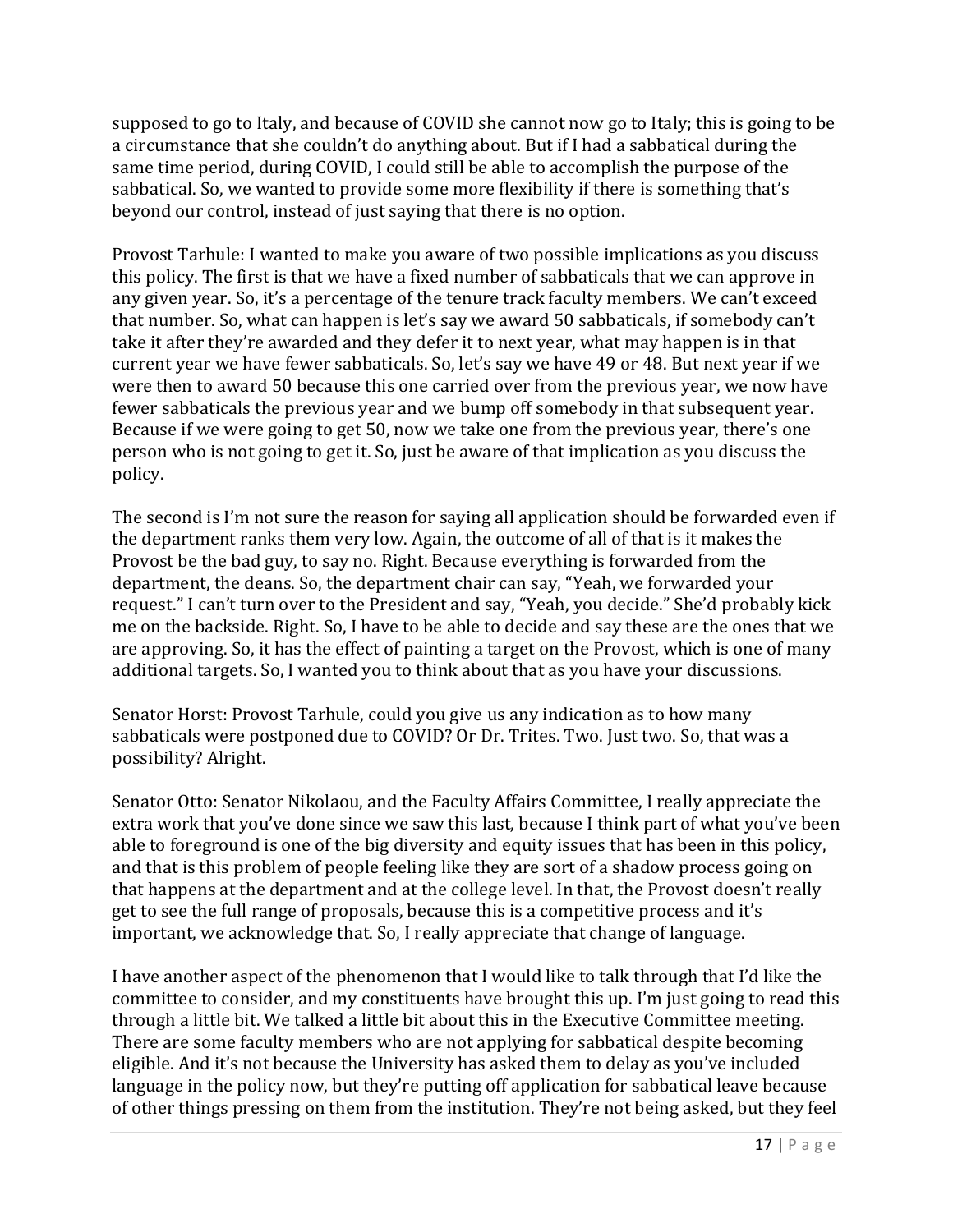supposed to go to Italy, and because of COVID she cannot now go to Italy; this is going to be a circumstance that she couldn't do anything about. But if I had a sabbatical during the same time period, during COVID, I could still be able to accomplish the purpose of the sabbatical. So, we wanted to provide some more flexibility if there is something that's beyond our control, instead of just saying that there is no option.

Provost Tarhule: I wanted to make you aware of two possible implications as you discuss this policy. The first is that we have a fixed number of sabbaticals that we can approve in any given year. So, it's a percentage of the tenure track faculty members. We can't exceed that number. So, what can happen is let's say we award 50 sabbaticals, if somebody can't take it after they're awarded and they defer it to next year, what may happen is in that current year we have fewer sabbaticals. So, let's say we have 49 or 48. But next year if we were then to award 50 because this one carried over from the previous year, we now have fewer sabbaticals the previous year and we bump off somebody in that subsequent year. Because if we were going to get 50, now we take one from the previous year, there's one person who is not going to get it. So, just be aware of that implication as you discuss the policy.

The second is I'm not sure the reason for saying all application should be forwarded even if the department ranks them very low. Again, the outcome of all of that is it makes the Provost be the bad guy, to say no. Right. Because everything is forwarded from the department, the deans. So, the department chair can say, "Yeah, we forwarded your request." I can't turn over to the President and say, "Yeah, you decide." She'd probably kick me on the backside. Right. So, I have to be able to decide and say these are the ones that we are approving. So, it has the effect of painting a target on the Provost, which is one of many additional targets. So, I wanted you to think about that as you have your discussions.

Senator Horst: Provost Tarhule, could you give us any indication as to how many sabbaticals were postponed due to COVID? Or Dr. Trites. Two. Just two. So, that was a possibility? Alright.

Senator Otto: Senator Nikolaou, and the Faculty Affairs Committee, I really appreciate the extra work that you've done since we saw this last, because I think part of what you've been able to foreground is one of the big diversity and equity issues that has been in this policy, and that is this problem of people feeling like they are sort of a shadow process going on that happens at the department and at the college level. In that, the Provost doesn't really get to see the full range of proposals, because this is a competitive process and it's important, we acknowledge that. So, I really appreciate that change of language.

I have another aspect of the phenomenon that I would like to talk through that I'd like the committee to consider, and my constituents have brought this up. I'm just going to read this through a little bit. We talked a little bit about this in the Executive Committee meeting. There are some faculty members who are not applying for sabbatical despite becoming eligible. And it's not because the University has asked them to delay as you've included language in the policy now, but they're putting off application for sabbatical leave because of other things pressing on them from the institution. They're not being asked, but they feel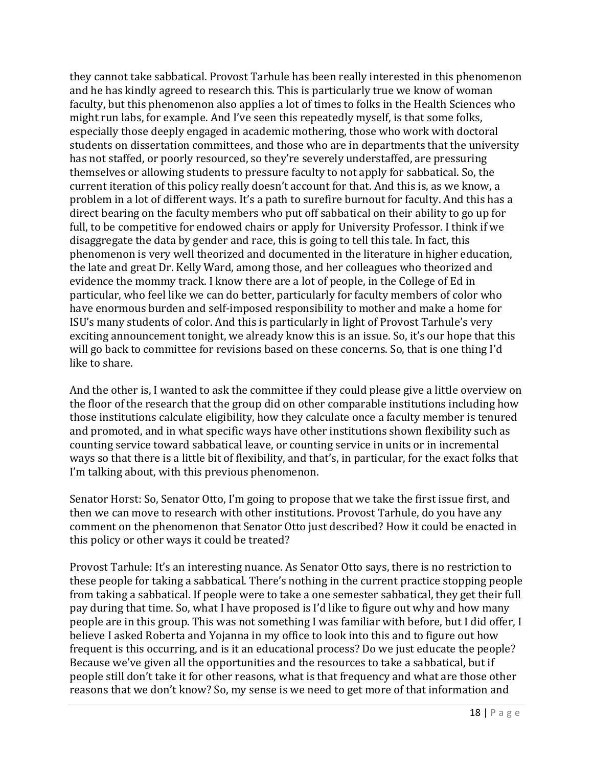they cannot take sabbatical. Provost Tarhule has been really interested in this phenomenon and he has kindly agreed to research this. This is particularly true we know of woman faculty, but this phenomenon also applies a lot of times to folks in the Health Sciences who might run labs, for example. And I've seen this repeatedly myself, is that some folks, especially those deeply engaged in academic mothering, those who work with doctoral students on dissertation committees, and those who are in departments that the university has not staffed, or poorly resourced, so they're severely understaffed, are pressuring themselves or allowing students to pressure faculty to not apply for sabbatical. So, the current iteration of this policy really doesn't account for that. And this is, as we know, a problem in a lot of different ways. It's a path to surefire burnout for faculty. And this has a direct bearing on the faculty members who put off sabbatical on their ability to go up for full, to be competitive for endowed chairs or apply for University Professor. I think if we disaggregate the data by gender and race, this is going to tell this tale. In fact, this phenomenon is very well theorized and documented in the literature in higher education, the late and great Dr. Kelly Ward, among those, and her colleagues who theorized and evidence the mommy track. I know there are a lot of people, in the College of Ed in particular, who feel like we can do better, particularly for faculty members of color who have enormous burden and self-imposed responsibility to mother and make a home for ISU's many students of color. And this is particularly in light of Provost Tarhule's very exciting announcement tonight, we already know this is an issue. So, it's our hope that this will go back to committee for revisions based on these concerns. So, that is one thing I'd like to share.

And the other is, I wanted to ask the committee if they could please give a little overview on the floor of the research that the group did on other comparable institutions including how those institutions calculate eligibility, how they calculate once a faculty member is tenured and promoted, and in what specific ways have other institutions shown flexibility such as counting service toward sabbatical leave, or counting service in units or in incremental ways so that there is a little bit of flexibility, and that's, in particular, for the exact folks that I'm talking about, with this previous phenomenon.

Senator Horst: So, Senator Otto, I'm going to propose that we take the first issue first, and then we can move to research with other institutions. Provost Tarhule, do you have any comment on the phenomenon that Senator Otto just described? How it could be enacted in this policy or other ways it could be treated?

Provost Tarhule: It's an interesting nuance. As Senator Otto says, there is no restriction to these people for taking a sabbatical. There's nothing in the current practice stopping people from taking a sabbatical. If people were to take a one semester sabbatical, they get their full pay during that time. So, what I have proposed is I'd like to figure out why and how many people are in this group. This was not something I was familiar with before, but I did offer, I believe I asked Roberta and Yojanna in my office to look into this and to figure out how frequent is this occurring, and is it an educational process? Do we just educate the people? Because we've given all the opportunities and the resources to take a sabbatical, but if people still don't take it for other reasons, what is that frequency and what are those other reasons that we don't know? So, my sense is we need to get more of that information and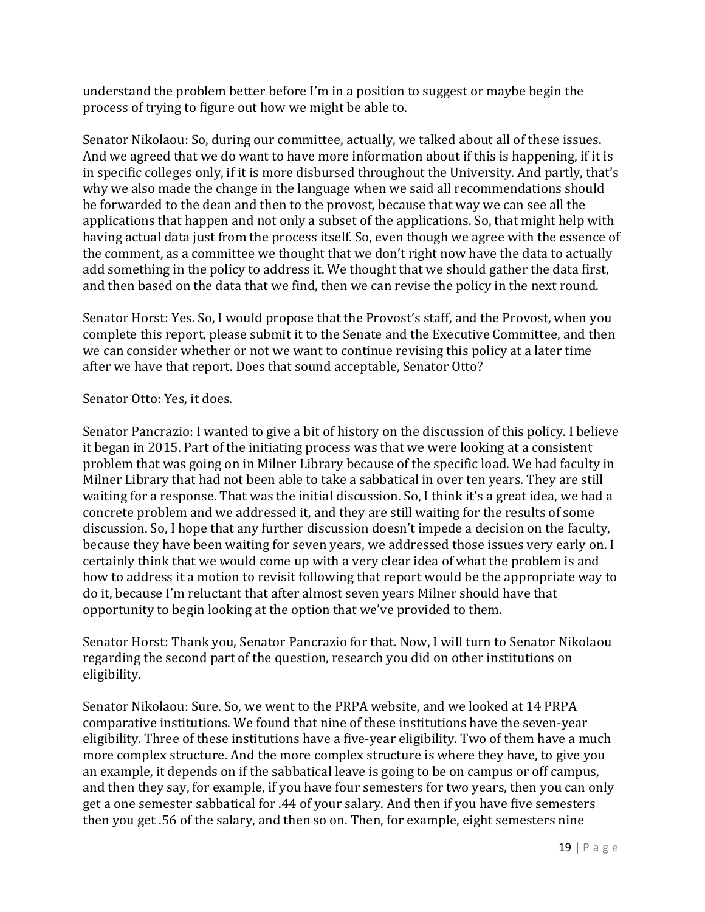understand the problem better before I'm in a position to suggest or maybe begin the process of trying to figure out how we might be able to.

Senator Nikolaou: So, during our committee, actually, we talked about all of these issues. And we agreed that we do want to have more information about if this is happening, if it is in specific colleges only, if it is more disbursed throughout the University. And partly, that's why we also made the change in the language when we said all recommendations should be forwarded to the dean and then to the provost, because that way we can see all the applications that happen and not only a subset of the applications. So, that might help with having actual data just from the process itself. So, even though we agree with the essence of the comment, as a committee we thought that we don't right now have the data to actually add something in the policy to address it. We thought that we should gather the data first, and then based on the data that we find, then we can revise the policy in the next round.

Senator Horst: Yes. So, I would propose that the Provost's staff, and the Provost, when you complete this report, please submit it to the Senate and the Executive Committee, and then we can consider whether or not we want to continue revising this policy at a later time after we have that report. Does that sound acceptable, Senator Otto?

Senator Otto: Yes, it does.

Senator Pancrazio: I wanted to give a bit of history on the discussion of this policy. I believe it began in 2015. Part of the initiating process was that we were looking at a consistent problem that was going on in Milner Library because of the specific load. We had faculty in Milner Library that had not been able to take a sabbatical in over ten years. They are still waiting for a response. That was the initial discussion. So, I think it's a great idea, we had a concrete problem and we addressed it, and they are still waiting for the results of some discussion. So, I hope that any further discussion doesn't impede a decision on the faculty, because they have been waiting for seven years, we addressed those issues very early on. I certainly think that we would come up with a very clear idea of what the problem is and how to address it a motion to revisit following that report would be the appropriate way to do it, because I'm reluctant that after almost seven years Milner should have that opportunity to begin looking at the option that we've provided to them.

Senator Horst: Thank you, Senator Pancrazio for that. Now, I will turn to Senator Nikolaou regarding the second part of the question, research you did on other institutions on eligibility.

Senator Nikolaou: Sure. So, we went to the PRPA website, and we looked at 14 PRPA comparative institutions. We found that nine of these institutions have the seven-year eligibility. Three of these institutions have a five-year eligibility. Two of them have a much more complex structure. And the more complex structure is where they have, to give you an example, it depends on if the sabbatical leave is going to be on campus or off campus, and then they say, for example, if you have four semesters for two years, then you can only get a one semester sabbatical for .44 of your salary. And then if you have five semesters then you get .56 of the salary, and then so on. Then, for example, eight semesters nine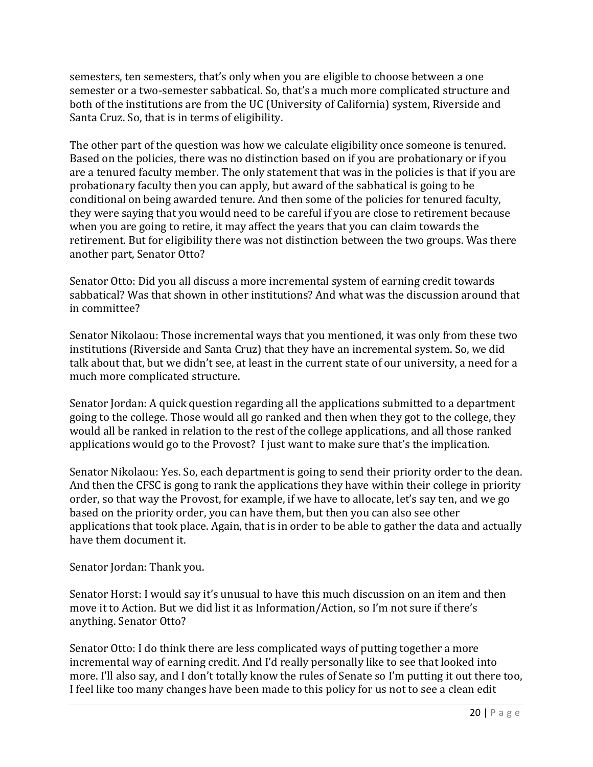semesters, ten semesters, that's only when you are eligible to choose between a one semester or a two-semester sabbatical. So, that's a much more complicated structure and both of the institutions are from the UC (University of California) system, Riverside and Santa Cruz. So, that is in terms of eligibility.

The other part of the question was how we calculate eligibility once someone is tenured. Based on the policies, there was no distinction based on if you are probationary or if you are a tenured faculty member. The only statement that was in the policies is that if you are probationary faculty then you can apply, but award of the sabbatical is going to be conditional on being awarded tenure. And then some of the policies for tenured faculty, they were saying that you would need to be careful if you are close to retirement because when you are going to retire, it may affect the years that you can claim towards the retirement. But for eligibility there was not distinction between the two groups. Was there another part, Senator Otto?

Senator Otto: Did you all discuss a more incremental system of earning credit towards sabbatical? Was that shown in other institutions? And what was the discussion around that in committee?

Senator Nikolaou: Those incremental ways that you mentioned, it was only from these two institutions (Riverside and Santa Cruz) that they have an incremental system. So, we did talk about that, but we didn't see, at least in the current state of our university, a need for a much more complicated structure.

Senator Jordan: A quick question regarding all the applications submitted to a department going to the college. Those would all go ranked and then when they got to the college, they would all be ranked in relation to the rest of the college applications, and all those ranked applications would go to the Provost? I just want to make sure that's the implication.

Senator Nikolaou: Yes. So, each department is going to send their priority order to the dean. And then the CFSC is gong to rank the applications they have within their college in priority order, so that way the Provost, for example, if we have to allocate, let's say ten, and we go based on the priority order, you can have them, but then you can also see other applications that took place. Again, that is in order to be able to gather the data and actually have them document it.

Senator Jordan: Thank you.

Senator Horst: I would say it's unusual to have this much discussion on an item and then move it to Action. But we did list it as Information/Action, so I'm not sure if there's anything. Senator Otto?

Senator Otto: I do think there are less complicated ways of putting together a more incremental way of earning credit. And I'd really personally like to see that looked into more. I'll also say, and I don't totally know the rules of Senate so I'm putting it out there too, I feel like too many changes have been made to this policy for us not to see a clean edit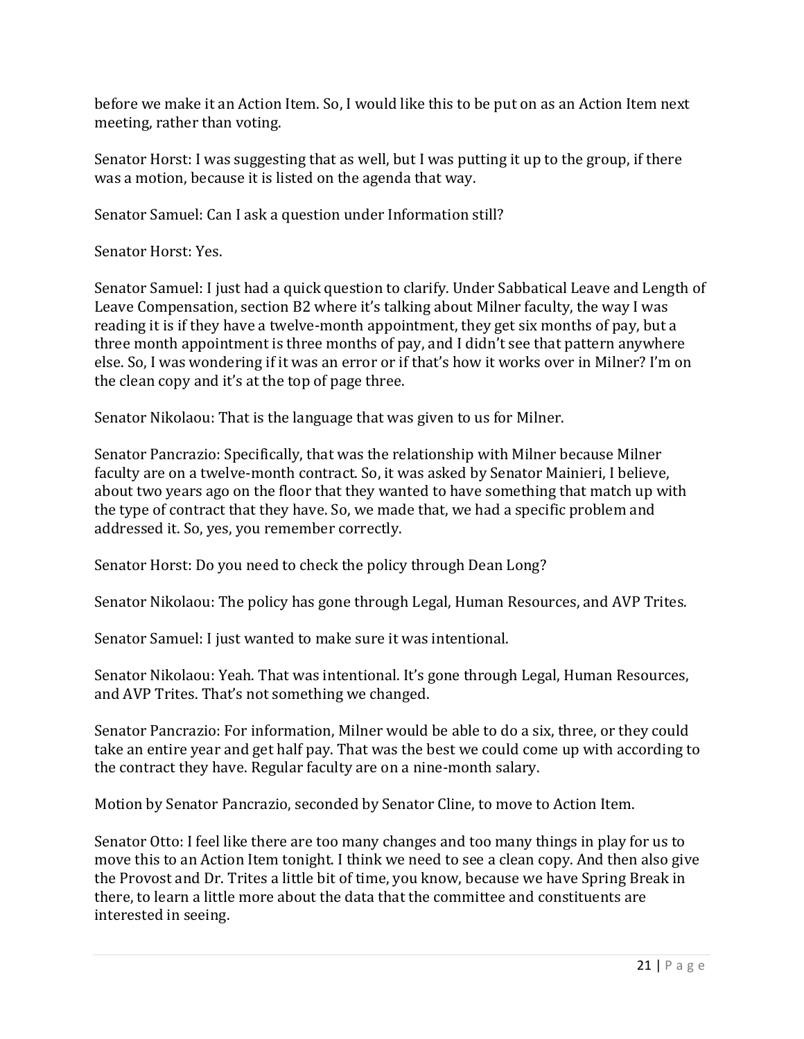before we make it an Action Item. So, I would like this to be put on as an Action Item next meeting, rather than voting.

Senator Horst: I was suggesting that as well, but I was putting it up to the group, if there was a motion, because it is listed on the agenda that way.

Senator Samuel: Can I ask a question under Information still?

Senator Horst: Yes.

Senator Samuel: I just had a quick question to clarify. Under Sabbatical Leave and Length of Leave Compensation, section B2 where it's talking about Milner faculty, the way I was reading it is if they have a twelve-month appointment, they get six months of pay, but a three month appointment is three months of pay, and I didn't see that pattern anywhere else. So, I was wondering if it was an error or if that's how it works over in Milner? I'm on the clean copy and it's at the top of page three.

Senator Nikolaou: That is the language that was given to us for Milner.

Senator Pancrazio: Specifically, that was the relationship with Milner because Milner faculty are on a twelve-month contract. So, it was asked by Senator Mainieri, I believe, about two years ago on the floor that they wanted to have something that match up with the type of contract that they have. So, we made that, we had a specific problem and addressed it. So, yes, you remember correctly.

Senator Horst: Do you need to check the policy through Dean Long?

Senator Nikolaou: The policy has gone through Legal, Human Resources, and AVP Trites.

Senator Samuel: I just wanted to make sure it was intentional.

Senator Nikolaou: Yeah. That was intentional. It's gone through Legal, Human Resources, and AVP Trites. That's not something we changed.

Senator Pancrazio: For information, Milner would be able to do a six, three, or they could take an entire year and get half pay. That was the best we could come up with according to the contract they have. Regular faculty are on a nine-month salary.

Motion by Senator Pancrazio, seconded by Senator Cline, to move to Action Item.

Senator Otto: I feel like there are too many changes and too many things in play for us to move this to an Action Item tonight. I think we need to see a clean copy. And then also give the Provost and Dr. Trites a little bit of time, you know, because we have Spring Break in there, to learn a little more about the data that the committee and constituents are interested in seeing.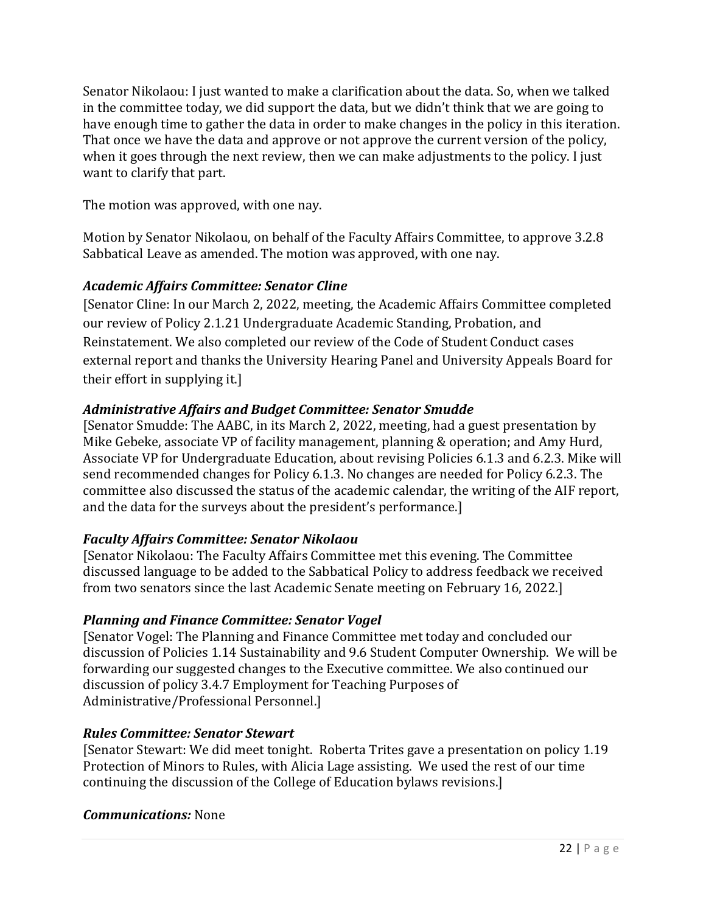Senator Nikolaou: I just wanted to make a clarification about the data. So, when we talked in the committee today, we did support the data, but we didn't think that we are going to have enough time to gather the data in order to make changes in the policy in this iteration. That once we have the data and approve or not approve the current version of the policy, when it goes through the next review, then we can make adjustments to the policy. I just want to clarify that part.

The motion was approved, with one nay.

Motion by Senator Nikolaou, on behalf of the Faculty Affairs Committee, to approve 3.2.8 Sabbatical Leave as amended. The motion was approved, with one nay.

***Academic Affairs Committee: Senator Cline***

[Senator Cline: In our March 2, 2022, meeting, the Academic Affairs Committee completed our review of Policy 2.1.21 Undergraduate Academic Standing, Probation, and Reinstatement. We also completed our review of the Code of Student Conduct cases external report and thanks the University Hearing Panel and University Appeals Board for their effort in supplying it.]

***Administrative Affairs and Budget Committee: Senator Smudde***

[Senator Smudde: The AABC, in its March 2, 2022, meeting, had a guest presentation by Mike Gebeke, associate VP of facility management, planning & operation; and Amy Hurd, Associate VP for Undergraduate Education, about revising Policies 6.1.3 and 6.2.3. Mike will send recommended changes for Policy 6.1.3. No changes are needed for Policy 6.2.3. The committee also discussed the status of the academic calendar, the writing of the AIF report, and the data for the surveys about the president's performance.]

***Faculty Affairs Committee: Senator Nikolaou***

[Senator Nikolaou: The Faculty Affairs Committee met this evening. The Committee discussed language to be added to the Sabbatical Policy to address feedback we received from two senators since the last Academic Senate meeting on February 16, 2022.]

***Planning and Finance Committee: Senator Vogel***

[Senator Vogel: The Planning and Finance Committee met today and concluded our discussion of Policies 1.14 Sustainability and 9.6 Student Computer Ownership. We will be forwarding our suggested changes to the Executive committee. We also continued our discussion of policy 3.4.7 Employment for Teaching Purposes of Administrative/Professional Personnel.]

***Rules Committee: Senator Stewart***

[Senator Stewart: We did meet tonight. Roberta Trites gave a presentation on policy 1.19 Protection of Minors to Rules, with Alicia Lage assisting. We used the rest of our time continuing the discussion of the College of Education bylaws revisions.]

***Communications:*** None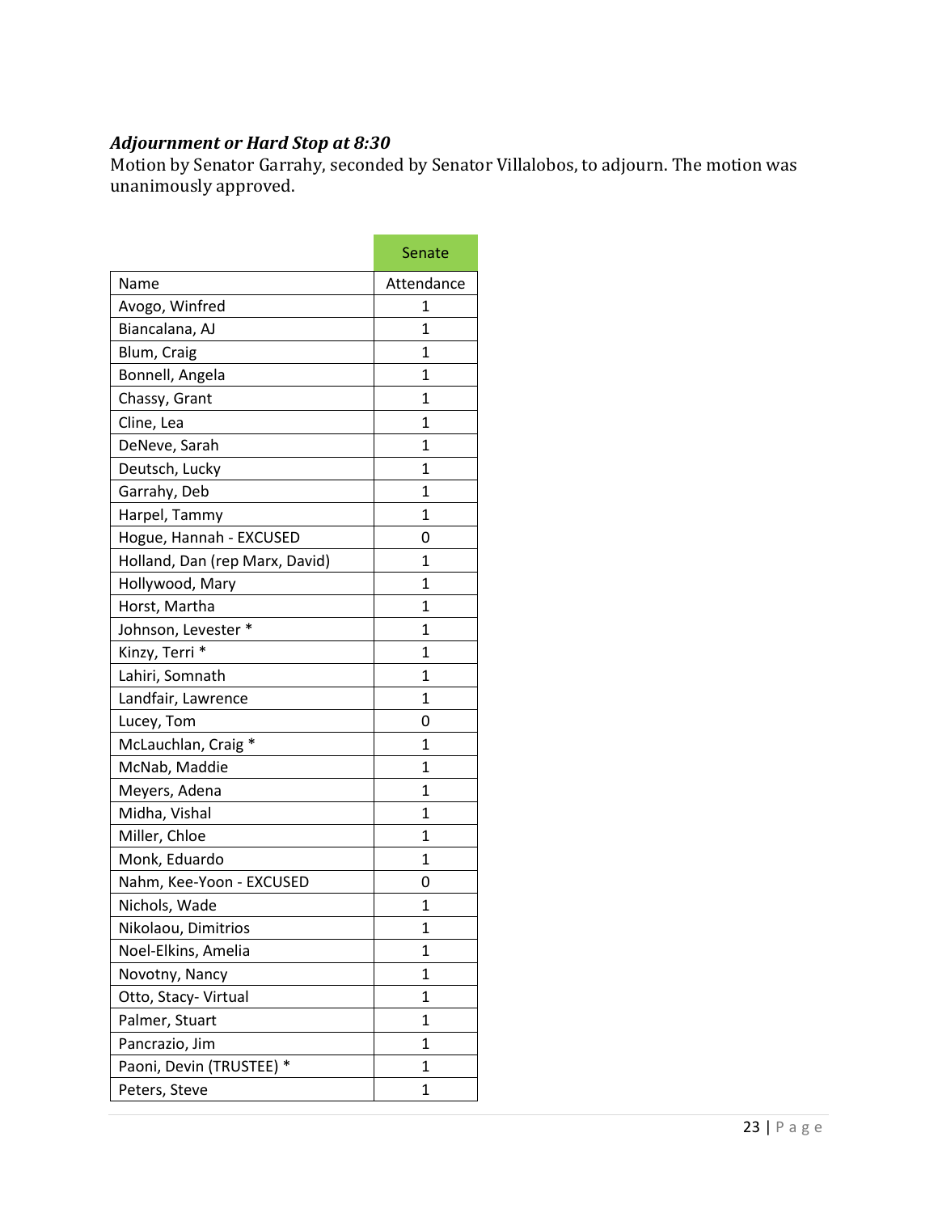***Adjournment or Hard Stop at 8:30***

Motion by Senator Garrahy, seconded by Senator Villalobos, to adjourn. The motion was unanimously approved.

| | Senate |
|---|---|
| Name | Attendance |
| Avogo, Winfred | 1 |
| Biancalana, AJ | 1 |
| Blum, Craig | 1 |
| Bonnell, Angela | 1 |
| Chassy, Grant | 1 |
| Cline, Lea | 1 |
| DeNeve, Sarah | 1 |
| Deutsch, Lucky | 1 |
| Garrahy, Deb | 1 |
| Harpel, Tammy | 1 |
| Hogue, Hannah - EXCUSED | 0 |
| Holland, Dan (rep Marx, David) | 1 |
| Hollywood, Mary | 1 |
| Horst, Martha | 1 |
| Johnson, Levester * | 1 |
| Kinzy, Terri * | 1 |
| Lahiri, Somnath | 1 |
| Landfair, Lawrence | 1 |
| Lucey, Tom | 0 |
| McLauchlan, Craig * | 1 |
| McNab, Maddie | 1 |
| Meyers, Adena | 1 |
| Midha, Vishal | 1 |
| Miller, Chloe | 1 |
| Monk, Eduardo | 1 |
| Nahm, Kee-Yoon - EXCUSED | 0 |
| Nichols, Wade | 1 |
| Nikolaou, Dimitrios | 1 |
| Noel-Elkins, Amelia | 1 |
| Novotny, Nancy | 1 |
| Otto, Stacy- Virtual | 1 |
| Palmer, Stuart | 1 |
| Pancrazio, Jim | 1 |
| Paoni, Devin (TRUSTEE) * | 1 |
| Peters, Steve | 1 |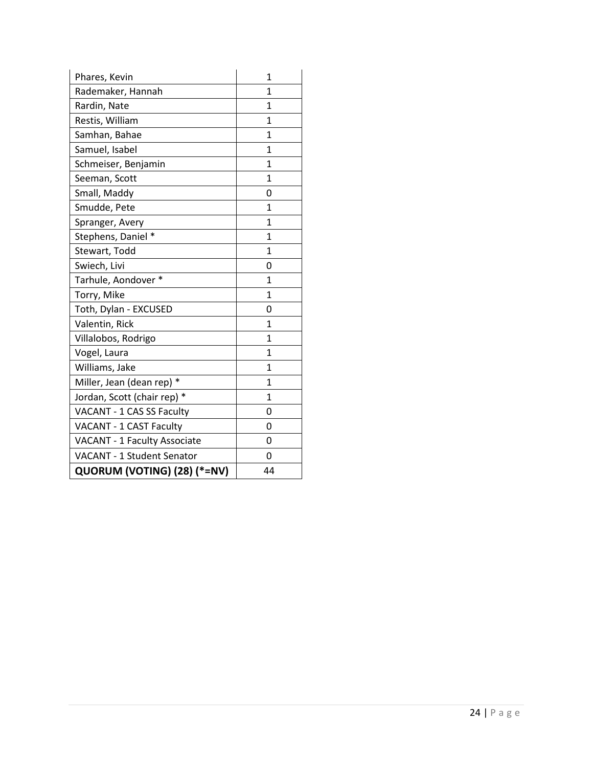| | |
|---|---|
| Phares, Kevin | 1 |
| Rademaker, Hannah | 1 |
| Rardin, Nate | 1 |
| Restis, William | 1 |
| Samhan, Bahae | 1 |
| Samuel, Isabel | 1 |
| Schmeiser, Benjamin | 1 |
| Seeman, Scott | 1 |
| Small, Maddy | 0 |
| Smudde, Pete | 1 |
| Spranger, Avery | 1 |
| Stephens, Daniel * | 1 |
| Stewart, Todd | 1 |
| Swiech, Livi | 0 |
| Tarhule, Aondover * | 1 |
| Torry, Mike | 1 |
| Toth, Dylan - EXCUSED | 0 |
| Valentin, Rick | 1 |
| Villalobos, Rodrigo | 1 |
| Vogel, Laura | 1 |
| Williams, Jake | 1 |
| Miller, Jean (dean rep) * | 1 |
| Jordan, Scott (chair rep) * | 1 |
| VACANT - 1 CAS SS Faculty | 0 |
| VACANT - 1 CAST Faculty | 0 |
| VACANT - 1 Faculty Associate | 0 |
| VACANT - 1 Student Senator | 0 |
| **QUORUM (VOTING) (28) (*=NV)** | 44 |